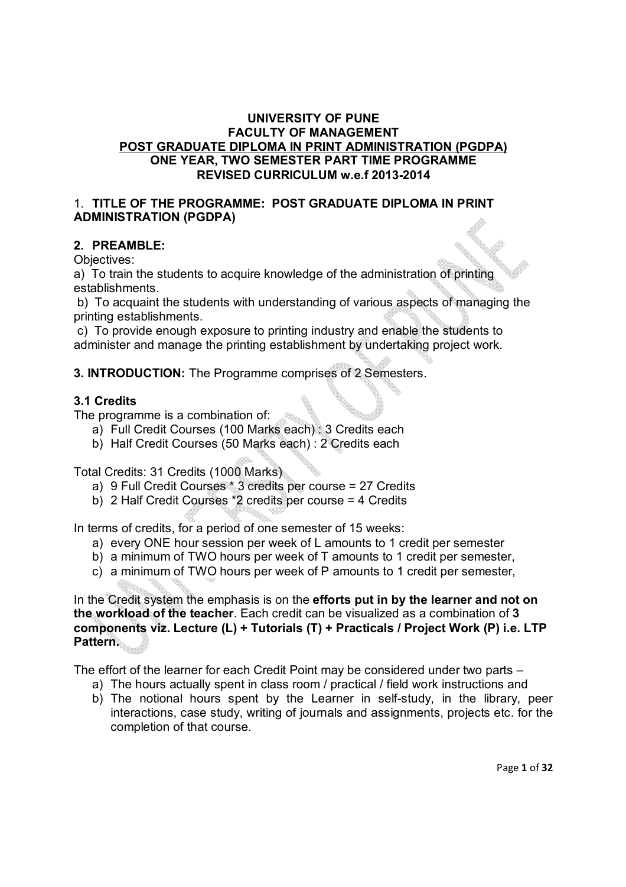**UNIVERSITY OF PUNE**
**FACULTY OF MANAGEMENT**
**POST GRADUATE DIPLOMA IN PRINT ADMINISTRATION (PGDPA)**
**ONE YEAR, TWO SEMESTER PART TIME PROGRAMME**
**REVISED CURRICULUM w.e.f 2013-2014**

## 1. TITLE OF THE PROGRAMME: POST GRADUATE DIPLOMA IN PRINT ADMINISTRATION (PGDPA)

## 2. PREAMBLE:

Objectives:

a) To train the students to acquire knowledge of the administration of printing establishments.

b) To acquaint the students with understanding of various aspects of managing the printing establishments.

c) To provide enough exposure to printing industry and enable the students to administer and manage the printing establishment by undertaking project work.

**3. INTRODUCTION:** The Programme comprises of 2 Semesters.

### 3.1 Credits

The programme is a combination of:

a) Full Credit Courses (100 Marks each) : 3 Credits each
b) Half Credit Courses (50 Marks each) : 2 Credits each

Total Credits: 31 Credits (1000 Marks)

a) 9 Full Credit Courses * 3 credits per course = 27 Credits
b) 2 Half Credit Courses *2 credits per course = 4 Credits

In terms of credits, for a period of one semester of 15 weeks:

a) every ONE hour session per week of L amounts to 1 credit per semester
b) a minimum of TWO hours per week of T amounts to 1 credit per semester,
c) a minimum of TWO hours per week of P amounts to 1 credit per semester,

In the Credit system the emphasis is on the **efforts put in by the learner and not on the workload of the teacher**. Each credit can be visualized as a combination of **3 components viz. Lecture (L) + Tutorials (T) + Practicals / Project Work (P) i.e. LTP Pattern.**

The effort of the learner for each Credit Point may be considered under two parts –

a) The hours actually spent in class room / practical / field work instructions and
b) The notional hours spent by the Learner in self-study, in the library, peer interactions, case study, writing of journals and assignments, projects etc. for the completion of that course.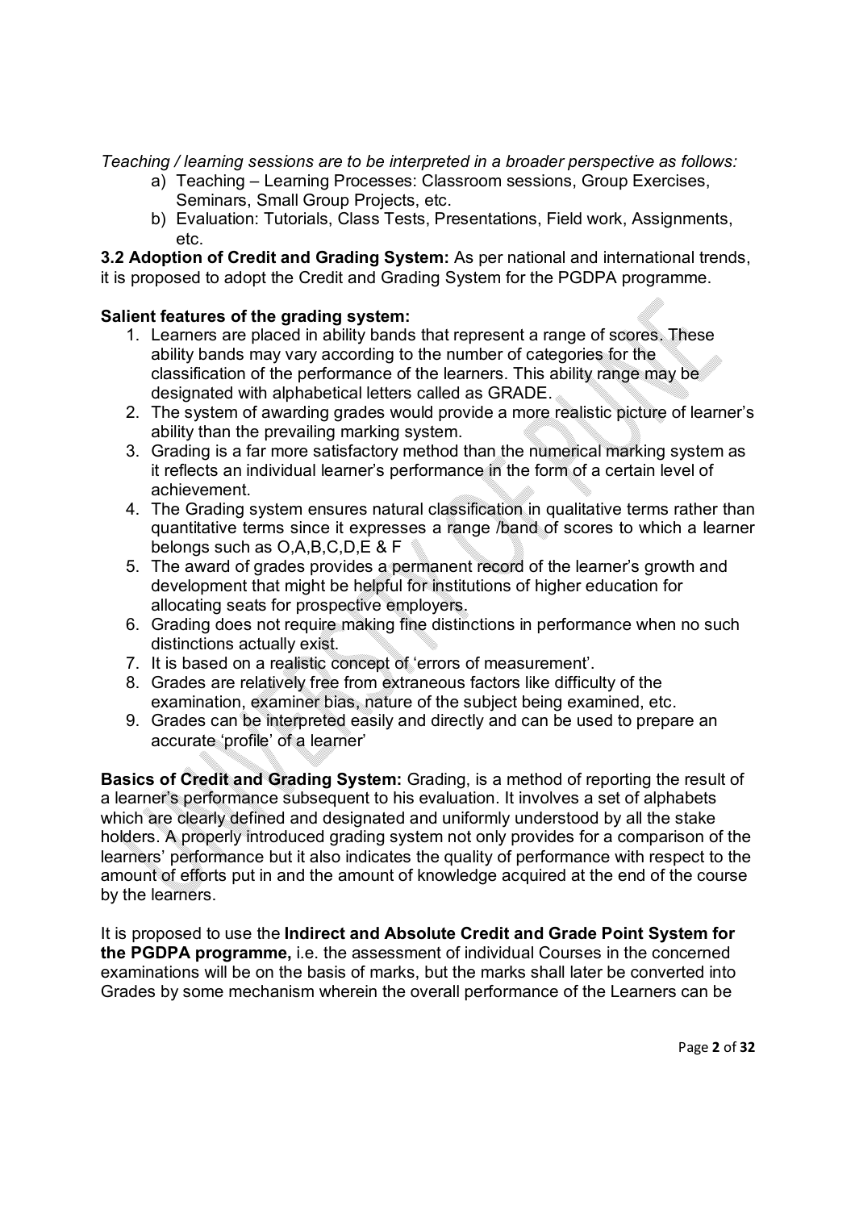*Teaching / learning sessions are to be interpreted in a broader perspective as follows:*

a) Teaching – Learning Processes: Classroom sessions, Group Exercises, Seminars, Small Group Projects, etc.
b) Evaluation: Tutorials, Class Tests, Presentations, Field work, Assignments, etc.

**3.2 Adoption of Credit and Grading System:** As per national and international trends, it is proposed to adopt the Credit and Grading System for the PGDPA programme.

**Salient features of the grading system:**

1. Learners are placed in ability bands that represent a range of scores. These ability bands may vary according to the number of categories for the classification of the performance of the learners. This ability range may be designated with alphabetical letters called as GRADE.
2. The system of awarding grades would provide a more realistic picture of learner's ability than the prevailing marking system.
3. Grading is a far more satisfactory method than the numerical marking system as it reflects an individual learner's performance in the form of a certain level of achievement.
4. The Grading system ensures natural classification in qualitative terms rather than quantitative terms since it expresses a range /band of scores to which a learner belongs such as O,A,B,C,D,E & F
5. The award of grades provides a permanent record of the learner's growth and development that might be helpful for institutions of higher education for allocating seats for prospective employers.
6. Grading does not require making fine distinctions in performance when no such distinctions actually exist.
7. It is based on a realistic concept of 'errors of measurement'.
8. Grades are relatively free from extraneous factors like difficulty of the examination, examiner bias, nature of the subject being examined, etc.
9. Grades can be interpreted easily and directly and can be used to prepare an accurate 'profile' of a learner'

**Basics of Credit and Grading System:** Grading, is a method of reporting the result of a learner's performance subsequent to his evaluation. It involves a set of alphabets which are clearly defined and designated and uniformly understood by all the stake holders. A properly introduced grading system not only provides for a comparison of the learners' performance but it also indicates the quality of performance with respect to the amount of efforts put in and the amount of knowledge acquired at the end of the course by the learners.

It is proposed to use the **Indirect and Absolute Credit and Grade Point System for the PGDPA programme,** i.e. the assessment of individual Courses in the concerned examinations will be on the basis of marks, but the marks shall later be converted into Grades by some mechanism wherein the overall performance of the Learners can be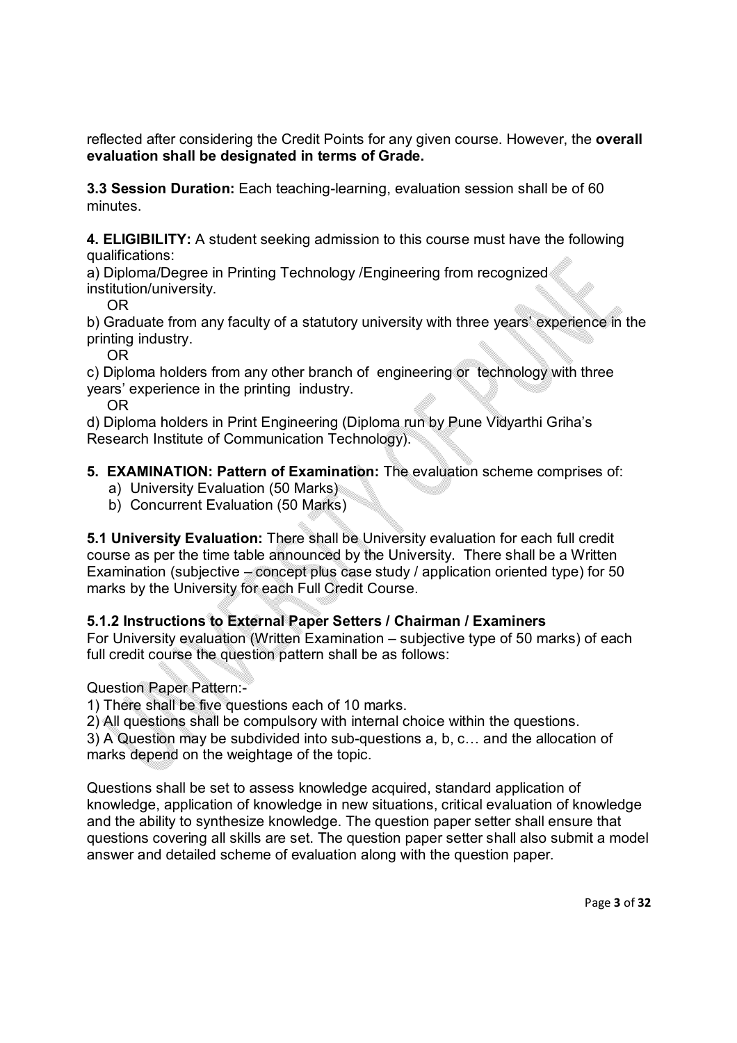reflected after considering the Credit Points for any given course. However, the **overall evaluation shall be designated in terms of Grade.**

**3.3 Session Duration:** Each teaching-learning, evaluation session shall be of 60 minutes.

**4. ELIGIBILITY:** A student seeking admission to this course must have the following qualifications:

a) Diploma/Degree in Printing Technology /Engineering from recognized institution/university.

OR

b) Graduate from any faculty of a statutory university with three years' experience in the printing industry.

OR

c) Diploma holders from any other branch of engineering or technology with three years' experience in the printing industry.

OR

d) Diploma holders in Print Engineering (Diploma run by Pune Vidyarthi Griha's Research Institute of Communication Technology).

**5. EXAMINATION: Pattern of Examination:** The evaluation scheme comprises of:

a) University Evaluation (50 Marks)
b) Concurrent Evaluation (50 Marks)

**5.1 University Evaluation:** There shall be University evaluation for each full credit course as per the time table announced by the University. There shall be a Written Examination (subjective – concept plus case study / application oriented type) for 50 marks by the University for each Full Credit Course.

**5.1.2 Instructions to External Paper Setters / Chairman / Examiners**

For University evaluation (Written Examination – subjective type of 50 marks) of each full credit course the question pattern shall be as follows:

Question Paper Pattern:-

1) There shall be five questions each of 10 marks.
2) All questions shall be compulsory with internal choice within the questions.
3) A Question may be subdivided into sub-questions a, b, c… and the allocation of marks depend on the weightage of the topic.

Questions shall be set to assess knowledge acquired, standard application of knowledge, application of knowledge in new situations, critical evaluation of knowledge and the ability to synthesize knowledge. The question paper setter shall ensure that questions covering all skills are set. The question paper setter shall also submit a model answer and detailed scheme of evaluation along with the question paper.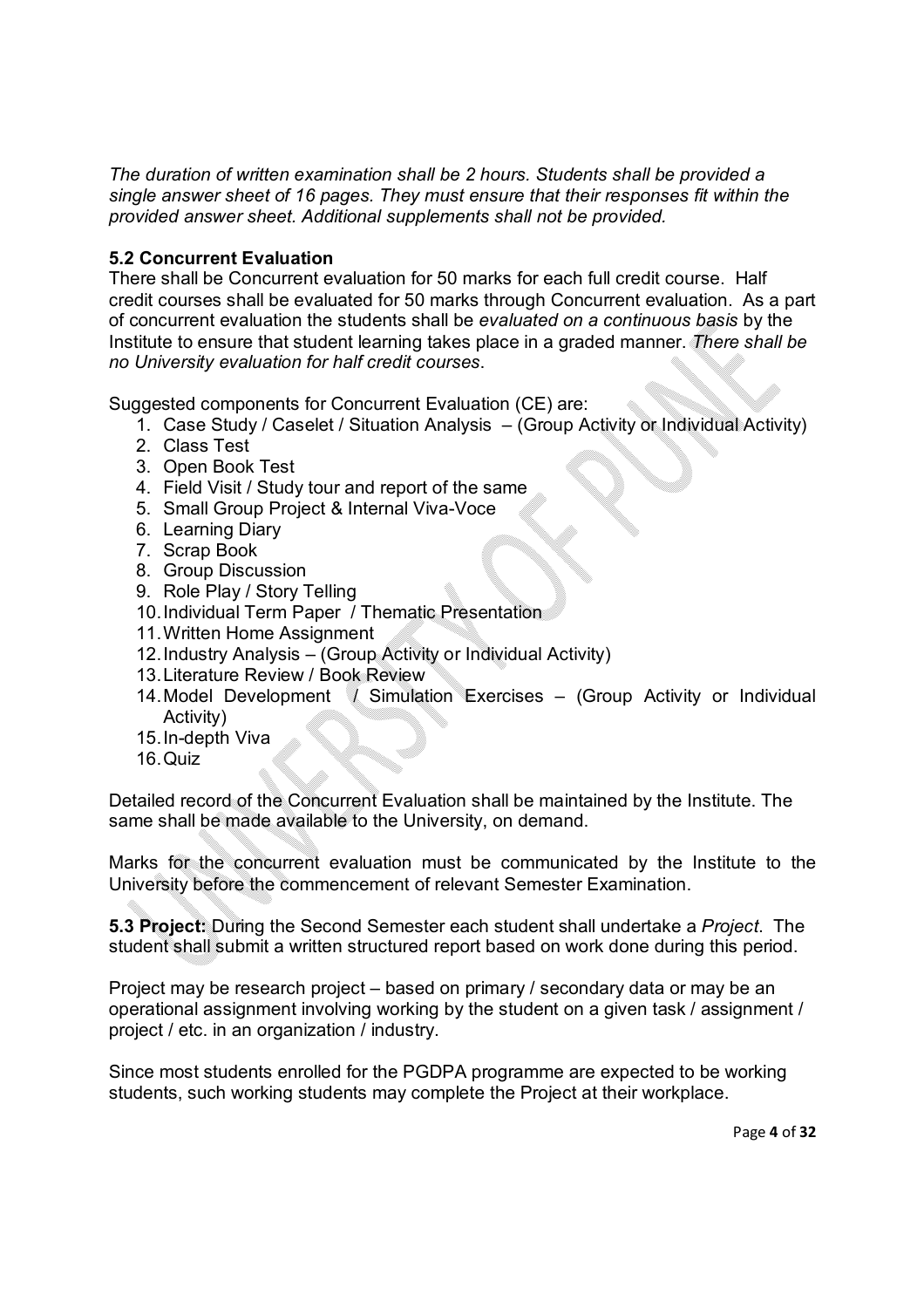*The duration of written examination shall be 2 hours. Students shall be provided a single answer sheet of 16 pages. They must ensure that their responses fit within the provided answer sheet. Additional supplements shall not be provided.*

### 5.2 Concurrent Evaluation

There shall be Concurrent evaluation for 50 marks for each full credit course. Half credit courses shall be evaluated for 50 marks through Concurrent evaluation. As a part of concurrent evaluation the students shall be *evaluated on a continuous basis* by the Institute to ensure that student learning takes place in a graded manner. *There shall be no University evaluation for half credit courses*.

Suggested components for Concurrent Evaluation (CE) are:

1. Case Study / Caselet / Situation Analysis – (Group Activity or Individual Activity)
2. Class Test
3. Open Book Test
4. Field Visit / Study tour and report of the same
5. Small Group Project & Internal Viva-Voce
6. Learning Diary
7. Scrap Book
8. Group Discussion
9. Role Play / Story Telling
10. Individual Term Paper / Thematic Presentation
11. Written Home Assignment
12. Industry Analysis – (Group Activity or Individual Activity)
13. Literature Review / Book Review
14. Model Development / Simulation Exercises – (Group Activity or Individual Activity)
15. In-depth Viva
16. Quiz

Detailed record of the Concurrent Evaluation shall be maintained by the Institute. The same shall be made available to the University, on demand.

Marks for the concurrent evaluation must be communicated by the Institute to the University before the commencement of relevant Semester Examination.

**5.3 Project:** During the Second Semester each student shall undertake a *Project*. The student shall submit a written structured report based on work done during this period.

Project may be research project – based on primary / secondary data or may be an operational assignment involving working by the student on a given task / assignment / project / etc. in an organization / industry.

Since most students enrolled for the PGDPA programme are expected to be working students, such working students may complete the Project at their workplace.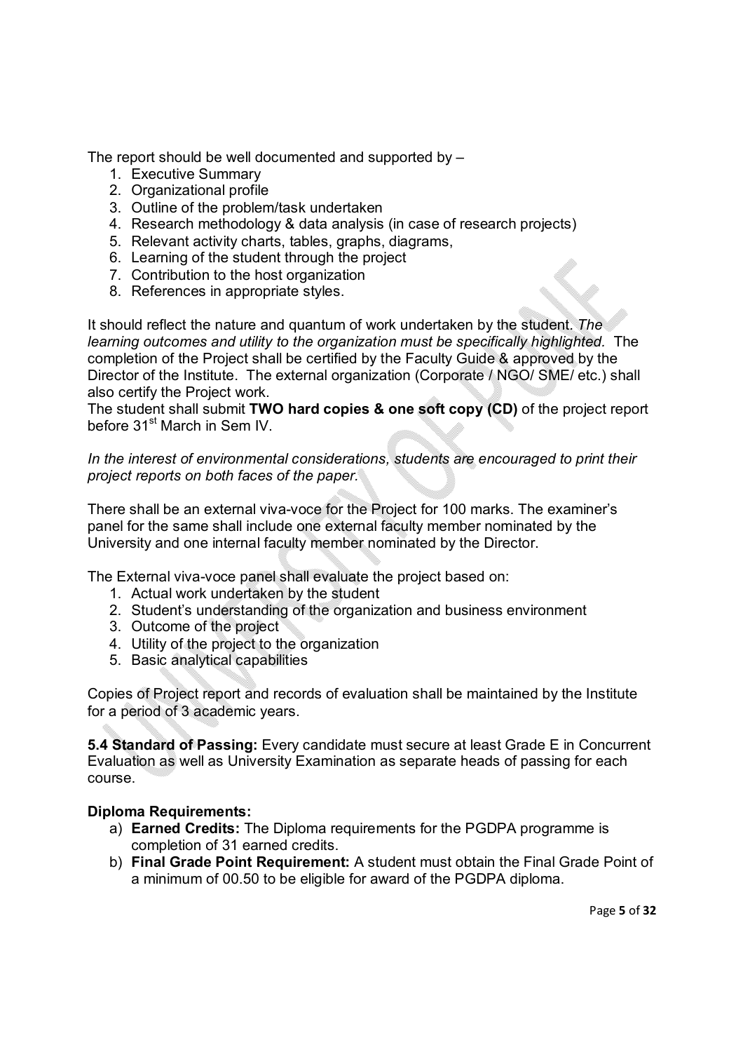The report should be well documented and supported by –

1. Executive Summary
2. Organizational profile
3. Outline of the problem/task undertaken
4. Research methodology & data analysis (in case of research projects)
5. Relevant activity charts, tables, graphs, diagrams,
6. Learning of the student through the project
7. Contribution to the host organization
8. References in appropriate styles.

It should reflect the nature and quantum of work undertaken by the student. *The learning outcomes and utility to the organization must be specifically highlighted*. The completion of the Project shall be certified by the Faculty Guide & approved by the Director of the Institute. The external organization (Corporate / NGO/ SME/ etc.) shall also certify the Project work.
The student shall submit **TWO hard copies & one soft copy (CD)** of the project report before 31st March in Sem IV.

*In the interest of environmental considerations, students are encouraged to print their project reports on both faces of the paper.*

There shall be an external viva-voce for the Project for 100 marks. The examiner's panel for the same shall include one external faculty member nominated by the University and one internal faculty member nominated by the Director.

The External viva-voce panel shall evaluate the project based on:

1. Actual work undertaken by the student
2. Student's understanding of the organization and business environment
3. Outcome of the project
4. Utility of the project to the organization
5. Basic analytical capabilities

Copies of Project report and records of evaluation shall be maintained by the Institute for a period of 3 academic years.

**5.4 Standard of Passing:** Every candidate must secure at least Grade E in Concurrent Evaluation as well as University Examination as separate heads of passing for each course.

**Diploma Requirements:**

a) **Earned Credits:** The Diploma requirements for the PGDPA programme is completion of 31 earned credits.
b) **Final Grade Point Requirement:** A student must obtain the Final Grade Point of a minimum of 00.50 to be eligible for award of the PGDPA diploma.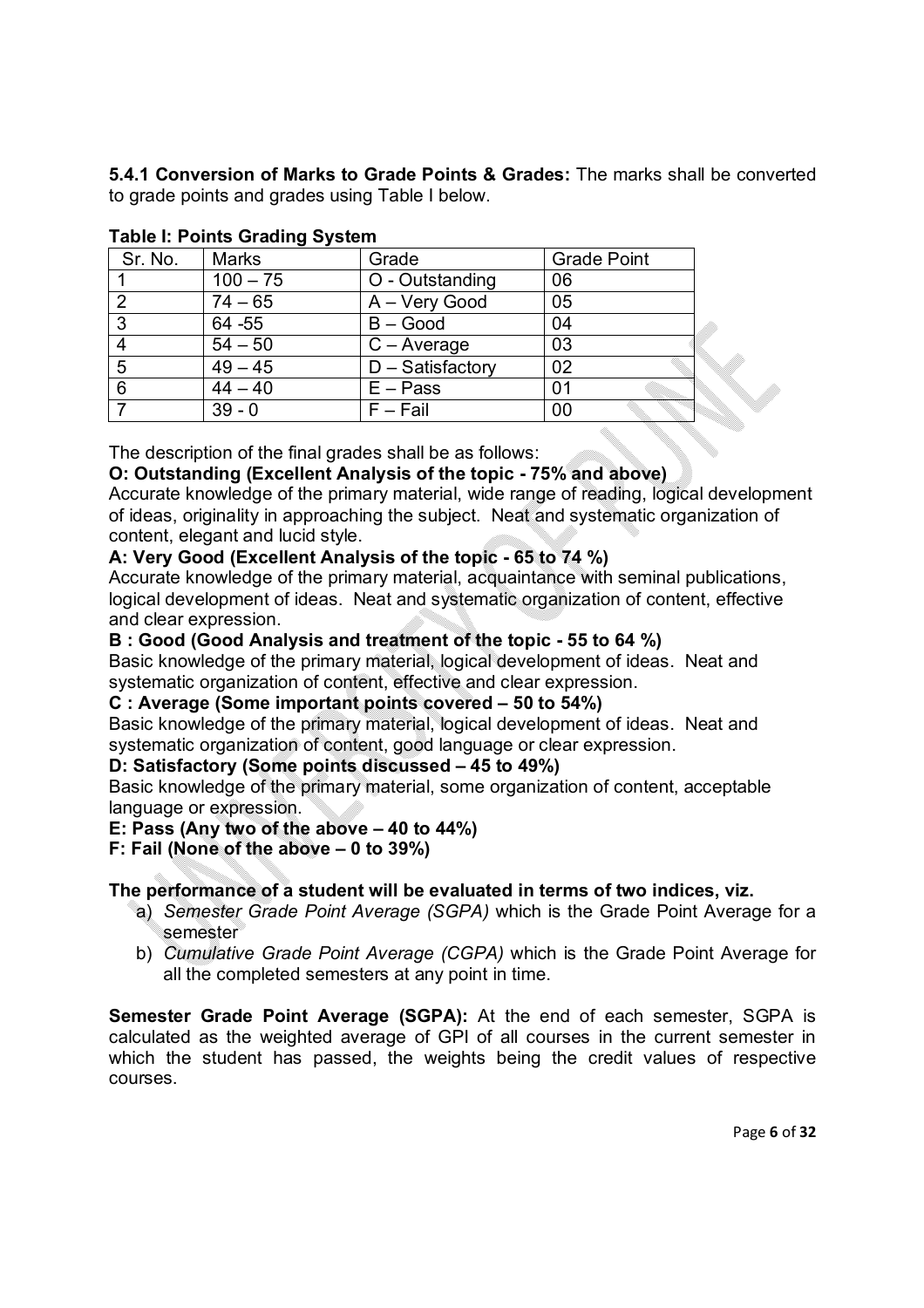**5.4.1 Conversion of Marks to Grade Points & Grades:** The marks shall be converted to grade points and grades using Table I below.

**Table I: Points Grading System**

| Sr. No. | Marks | Grade | Grade Point |
|---|---|---|---|
| 1 | 100 – 75 | O - Outstanding | 06 |
| 2 | 74 – 65 | A – Very Good | 05 |
| 3 | 64 -55 | B – Good | 04 |
| 4 | 54 – 50 | C – Average | 03 |
| 5 | 49 – 45 | D – Satisfactory | 02 |
| 6 | 44 – 40 | E – Pass | 01 |
| 7 | 39 - 0 | F – Fail | 00 |

The description of the final grades shall be as follows:

**O: Outstanding (Excellent Analysis of the topic - 75% and above)**
Accurate knowledge of the primary material, wide range of reading, logical development of ideas, originality in approaching the subject. Neat and systematic organization of content, elegant and lucid style.

**A: Very Good (Excellent Analysis of the topic - 65 to 74 %)**
Accurate knowledge of the primary material, acquaintance with seminal publications, logical development of ideas. Neat and systematic organization of content, effective and clear expression.

**B : Good (Good Analysis and treatment of the topic - 55 to 64 %)**
Basic knowledge of the primary material, logical development of ideas. Neat and systematic organization of content, effective and clear expression.

**C : Average (Some important points covered – 50 to 54%)**
Basic knowledge of the primary material, logical development of ideas. Neat and systematic organization of content, good language or clear expression.

**D: Satisfactory (Some points discussed – 45 to 49%)**
Basic knowledge of the primary material, some organization of content, acceptable language or expression.

**E: Pass (Any two of the above – 40 to 44%)**

**F: Fail (None of the above – 0 to 39%)**

**The performance of a student will be evaluated in terms of two indices, viz.**

a) *Semester Grade Point Average (SGPA)* which is the Grade Point Average for a semester
b) *Cumulative Grade Point Average (CGPA)* which is the Grade Point Average for all the completed semesters at any point in time.

**Semester Grade Point Average (SGPA):** At the end of each semester, SGPA is calculated as the weighted average of GPI of all courses in the current semester in which the student has passed, the weights being the credit values of respective courses.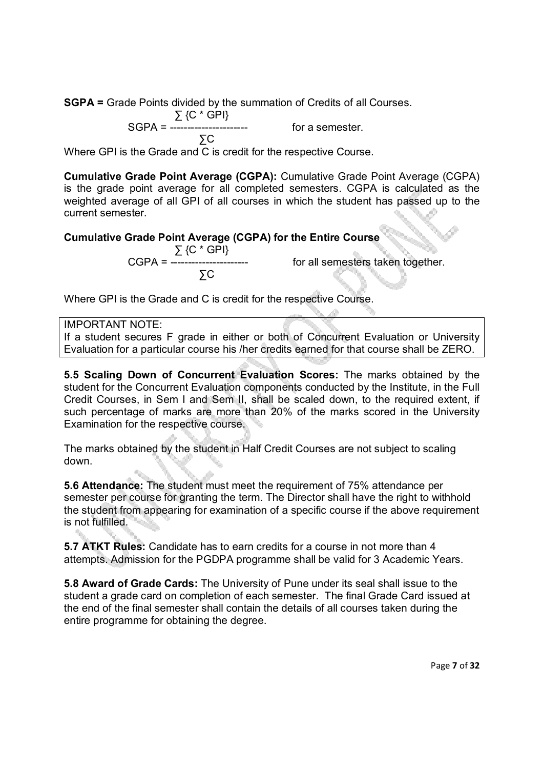**SGPA =** Grade Points divided by the summation of Credits of all Courses.

$$SGPA = \frac{\sum \{C * GPI\}}{\sum C} \quad \text{for a semester.}$$

Where GPI is the Grade and C is credit for the respective Course.

**Cumulative Grade Point Average (CGPA):** Cumulative Grade Point Average (CGPA) is the grade point average for all completed semesters. CGPA is calculated as the weighted average of all GPI of all courses in which the student has passed up to the current semester.

**Cumulative Grade Point Average (CGPA) for the Entire Course**

$$CGPA = \frac{\sum \{C * GPI\}}{\sum C} \quad \text{for all semesters taken together.}$$

Where GPI is the Grade and C is credit for the respective Course.

| IMPORTANT NOTE: If a student secures F grade in either or both of Concurrent Evaluation or University Evaluation for a particular course his /her credits earned for that course shall be ZERO. |
|---|

**5.5 Scaling Down of Concurrent Evaluation Scores:** The marks obtained by the student for the Concurrent Evaluation components conducted by the Institute, in the Full Credit Courses, in Sem I and Sem II, shall be scaled down, to the required extent, if such percentage of marks are more than 20% of the marks scored in the University Examination for the respective course.

The marks obtained by the student in Half Credit Courses are not subject to scaling down.

**5.6 Attendance:** The student must meet the requirement of 75% attendance per semester per course for granting the term. The Director shall have the right to withhold the student from appearing for examination of a specific course if the above requirement is not fulfilled.

**5.7 ATKT Rules:** Candidate has to earn credits for a course in not more than 4 attempts. Admission for the PGDPA programme shall be valid for 3 Academic Years.

**5.8 Award of Grade Cards:** The University of Pune under its seal shall issue to the student a grade card on completion of each semester. The final Grade Card issued at the end of the final semester shall contain the details of all courses taken during the entire programme for obtaining the degree.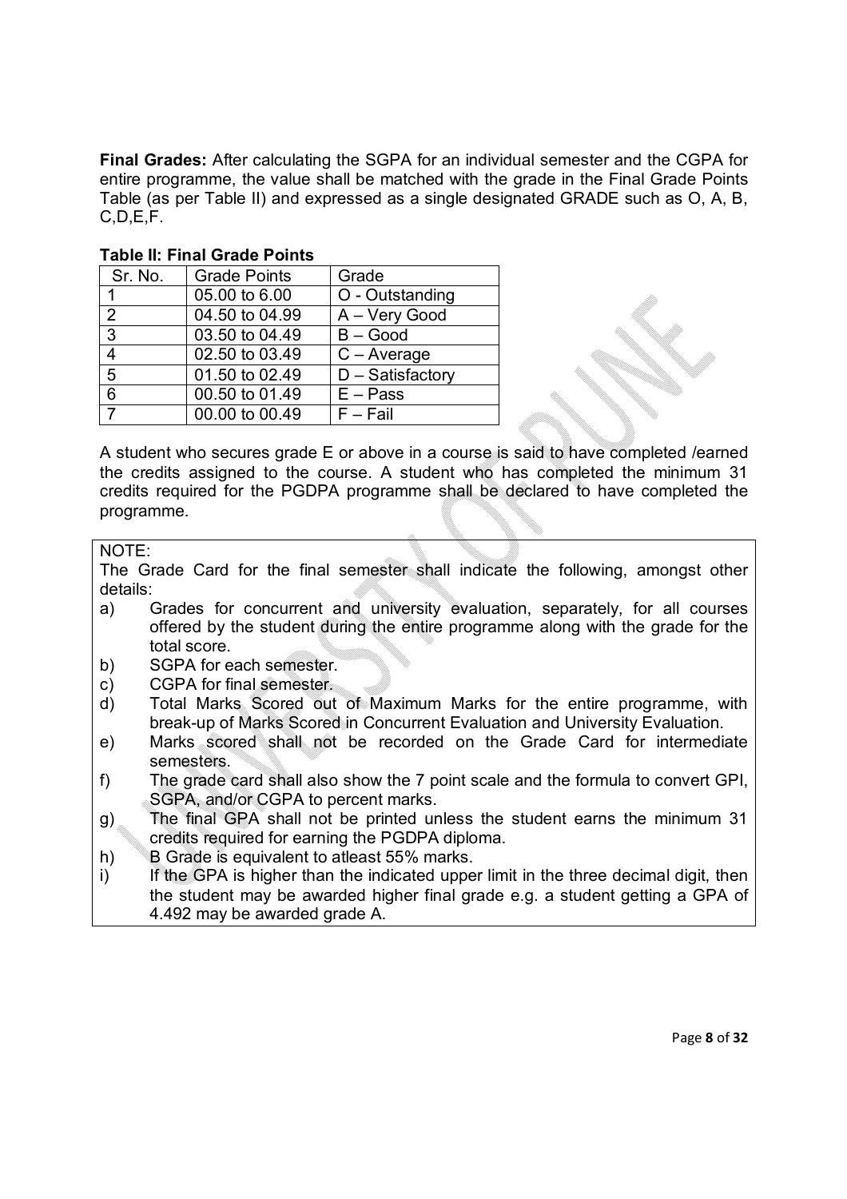**Final Grades:** After calculating the SGPA for an individual semester and the CGPA for entire programme, the value shall be matched with the grade in the Final Grade Points Table (as per Table II) and expressed as a single designated GRADE such as O, A, B, C,D,E,F.

**Table II: Final Grade Points**

| Sr. No. | Grade Points | Grade |
|---|---|---|
| 1 | 05.00 to 6.00 | O - Outstanding |
| 2 | 04.50 to 04.99 | A – Very Good |
| 3 | 03.50 to 04.49 | B – Good |
| 4 | 02.50 to 03.49 | C – Average |
| 5 | 01.50 to 02.49 | D – Satisfactory |
| 6 | 00.50 to 01.49 | E – Pass |
| 7 | 00.00 to 00.49 | F – Fail |

A student who secures grade E or above in a course is said to have completed /earned the credits assigned to the course. A student who has completed the minimum 31 credits required for the PGDPA programme shall be declared to have completed the programme.

NOTE:

The Grade Card for the final semester shall indicate the following, amongst other details:

a) Grades for concurrent and university evaluation, separately, for all courses offered by the student during the entire programme along with the grade for the total score.
b) SGPA for each semester.
c) CGPA for final semester.
d) Total Marks Scored out of Maximum Marks for the entire programme, with break-up of Marks Scored in Concurrent Evaluation and University Evaluation.
e) Marks scored shall not be recorded on the Grade Card for intermediate semesters.
f) The grade card shall also show the 7 point scale and the formula to convert GPI, SGPA, and/or CGPA to percent marks.
g) The final GPA shall not be printed unless the student earns the minimum 31 credits required for earning the PGDPA diploma.
h) B Grade is equivalent to atleast 55% marks.
i) If the GPA is higher than the indicated upper limit in the three decimal digit, then the student may be awarded higher final grade e.g. a student getting a GPA of 4.492 may be awarded grade A.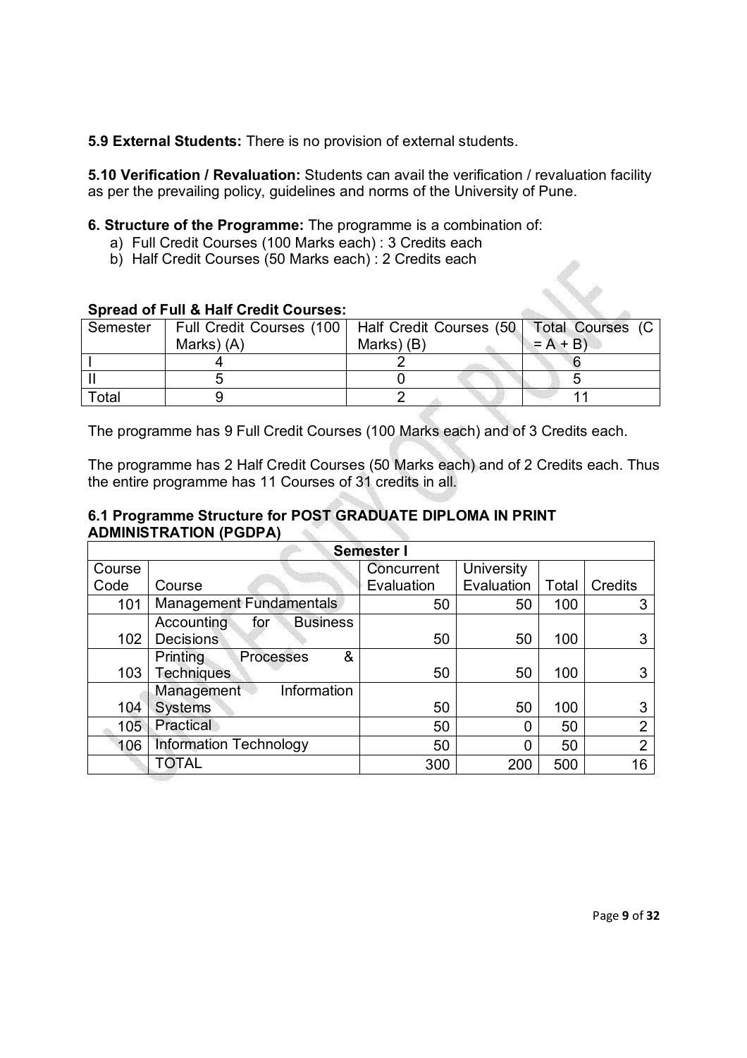**5.9 External Students:** There is no provision of external students.

**5.10 Verification / Revaluation:** Students can avail the verification / revaluation facility as per the prevailing policy, guidelines and norms of the University of Pune.

**6. Structure of the Programme:** The programme is a combination of:

a) Full Credit Courses (100 Marks each) : 3 Credits each
b) Half Credit Courses (50 Marks each) : 2 Credits each

**Spread of Full & Half Credit Courses:**

| Semester | Full Credit Courses (100 Marks) (A) | Half Credit Courses (50 Marks) (B) | Total Courses (C = A + B) |
|---|---|---|---|
| I | 4 | 2 | 6 |
| II | 5 | 0 | 5 |
| Total | 9 | 2 | 11 |

The programme has 9 Full Credit Courses (100 Marks each) and of 3 Credits each.

The programme has 2 Half Credit Courses (50 Marks each) and of 2 Credits each. Thus the entire programme has 11 Courses of 31 credits in all.

### 6.1 Programme Structure for POST GRADUATE DIPLOMA IN PRINT ADMINISTRATION (PGDPA)

| Semester I | | | | | |
|---|---|---|---|---|---|
| Course Code | Course | Concurrent Evaluation | University Evaluation | Total | Credits |
| 101 | Management Fundamentals | 50 | 50 | 100 | 3 |
| 102 | Accounting for Business Decisions | 50 | 50 | 100 | 3 |
| 103 | Printing Processes & Techniques | 50 | 50 | 100 | 3 |
| 104 | Management Information Systems | 50 | 50 | 100 | 3 |
| 105 | Practical | 50 | 0 | 50 | 2 |
| 106 | Information Technology | 50 | 0 | 50 | 2 |
| | TOTAL | 300 | 200 | 500 | 16 |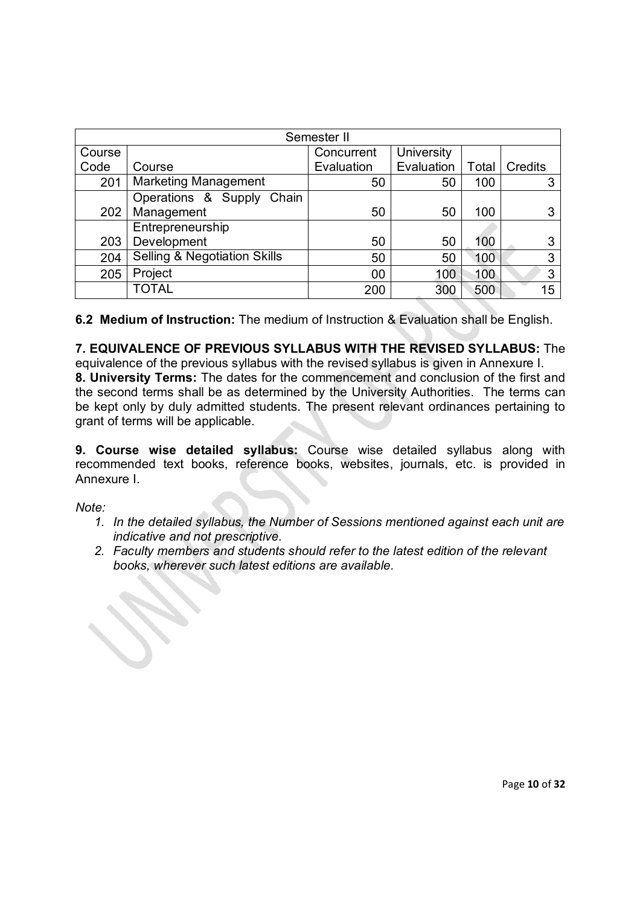| Semester II | | | | | |
|---|---|---|---|---|---|
| Course Code | Course | Concurrent Evaluation | University Evaluation | Total | Credits |
| 201 | Marketing Management | 50 | 50 | 100 | 3 |
| 202 | Operations & Supply Chain Management | 50 | 50 | 100 | 3 |
| 203 | Entrepreneurship Development | 50 | 50 | 100 | 3 |
| 204 | Selling & Negotiation Skills | 50 | 50 | 100 | 3 |
| 205 | Project | 00 | 100 | 100 | 3 |
| | TOTAL | 200 | 300 | 500 | 15 |

**6.2 Medium of Instruction:** The medium of Instruction & Evaluation shall be English.

**7. EQUIVALENCE OF PREVIOUS SYLLABUS WITH THE REVISED SYLLABUS:** The equivalence of the previous syllabus with the revised syllabus is given in Annexure I.

**8. University Terms:** The dates for the commencement and conclusion of the first and the second terms shall be as determined by the University Authorities. The terms can be kept only by duly admitted students. The present relevant ordinances pertaining to grant of terms will be applicable.

**9. Course wise detailed syllabus:** Course wise detailed syllabus along with recommended text books, reference books, websites, journals, etc. is provided in Annexure I.

*Note:*

1. *In the detailed syllabus, the Number of Sessions mentioned against each unit are indicative and not prescriptive.*
2. *Faculty members and students should refer to the latest edition of the relevant books, wherever such latest editions are available.*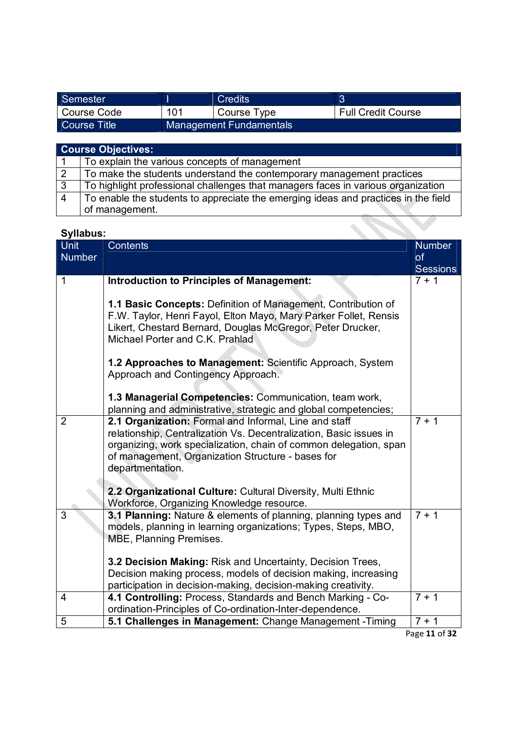| Semester | I | Credits | 3 |
|---|---|---|---|
| Course Code | 101 | Course Type | Full Credit Course |
| Course Title | Management Fundamentals | | |

| Course Objectives: | |
|---|---|
| 1 | To explain the various concepts of management |
| 2 | To make the students understand the contemporary management practices |
| 3 | To highlight professional challenges that managers faces in various organization |
| 4 | To enable the students to appreciate the emerging ideas and practices in the field of management. |

**Syllabus:**

| Unit Number | Contents | Number of Sessions |
|---|---|---|
| 1 | **Introduction to Principles of Management:**<br><br>**1.1 Basic Concepts:** Definition of Management, Contribution of F.W. Taylor, Henri Fayol, Elton Mayo, Mary Parker Follet, Rensis Likert, Chestard Bernard, Douglas McGregor, Peter Drucker, Michael Porter and C.K. Prahlad<br><br>**1.2 Approaches to Management:** Scientific Approach, System Approach and Contingency Approach.<br><br>**1.3 Managerial Competencies:** Communication, team work, planning and administrative, strategic and global competencies; | 7 + 1 |
| 2 | **2.1 Organization:** Formal and Informal, Line and staff relationship, Centralization Vs. Decentralization, Basic issues in organizing, work specialization, chain of common delegation, span of management, Organization Structure - bases for departmentation.<br><br>**2.2 Organizational Culture:** Cultural Diversity, Multi Ethnic Workforce, Organizing Knowledge resource. | 7 + 1 |
| 3 | **3.1 Planning:** Nature & elements of planning, planning types and models, planning in learning organizations; Types, Steps, MBO, MBE, Planning Premises.<br><br>**3.2 Decision Making:** Risk and Uncertainty, Decision Trees, Decision making process, models of decision making, increasing participation in decision-making, decision-making creativity. | 7 + 1 |
| 4 | **4.1 Controlling:** Process, Standards and Bench Marking - Co-ordination-Principles of Co-ordination-Inter-dependence. | 7 + 1 |
| 5 | **5.1 Challenges in Management:** Change Management -Timing | 7 + 1 |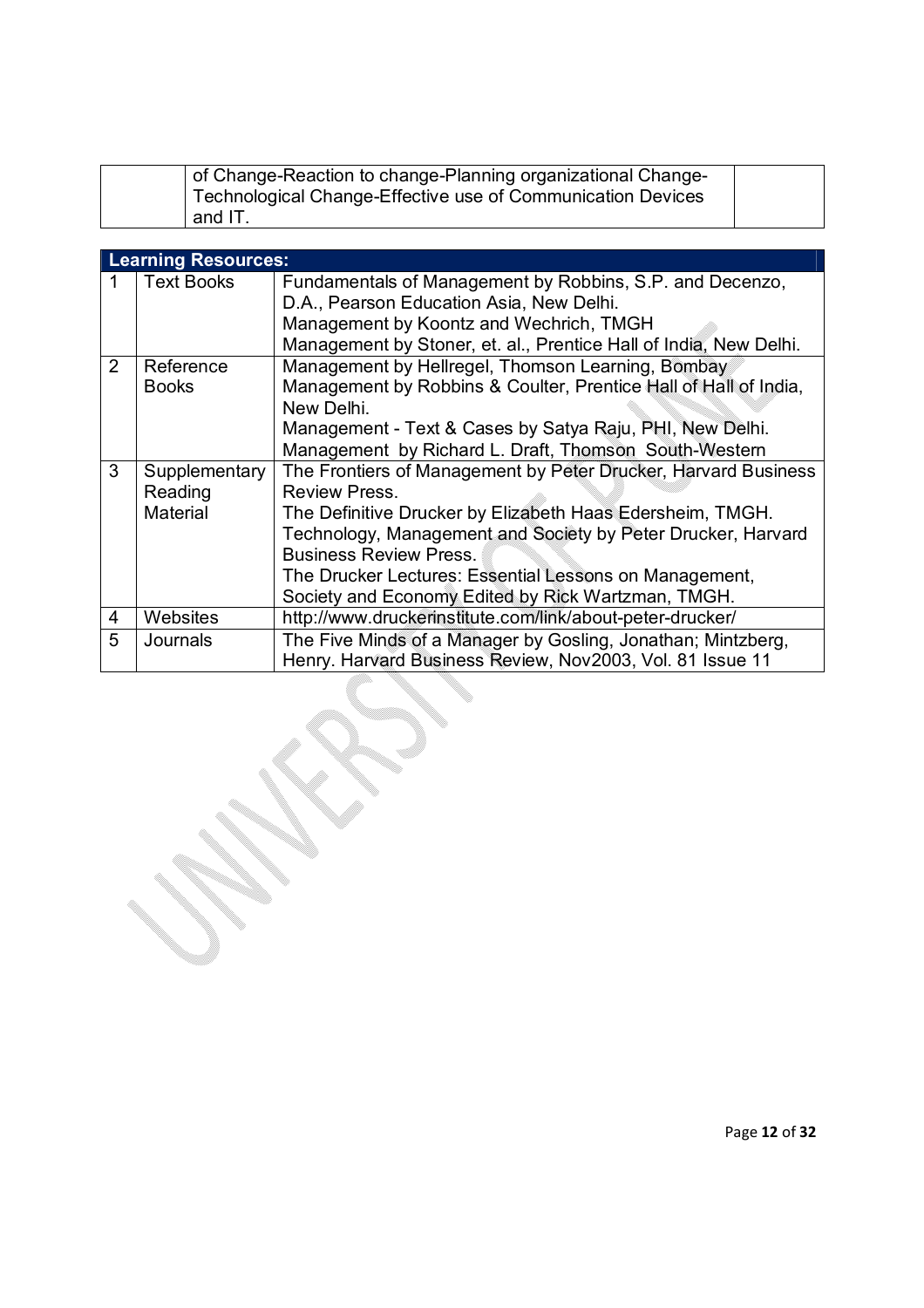| | of Change-Reaction to change-Planning organizational Change-Technological Change-Effective use of Communication Devices and IT. | |
|---|---|---|

| **Learning Resources:** | | |
|---|---|---|
| 1 | Text Books | Fundamentals of Management by Robbins, S.P. and Decenzo, D.A., Pearson Education Asia, New Delhi.<br>Management by Koontz and Wechrich, TMGH<br>Management by Stoner, et. al., Prentice Hall of India, New Delhi. |
| 2 | Reference Books | Management by Hellregel, Thomson Learning, Bombay<br>Management by Robbins & Coulter, Prentice Hall of Hall of India, New Delhi.<br>Management - Text & Cases by Satya Raju, PHI, New Delhi.<br>Management by Richard L. Draft, Thomson South-Western |
| 3 | Supplementary Reading Material | The Frontiers of Management by Peter Drucker, Harvard Business Review Press.<br>The Definitive Drucker by Elizabeth Haas Edersheim, TMGH.<br>Technology, Management and Society by Peter Drucker, Harvard Business Review Press.<br>The Drucker Lectures: Essential Lessons on Management, Society and Economy Edited by Rick Wartzman, TMGH. |
| 4 | Websites | http://www.druckerinstitute.com/link/about-peter-drucker/ |
| 5 | Journals | The Five Minds of a Manager by Gosling, Jonathan; Mintzberg, Henry. Harvard Business Review, Nov2003, Vol. 81 Issue 11 |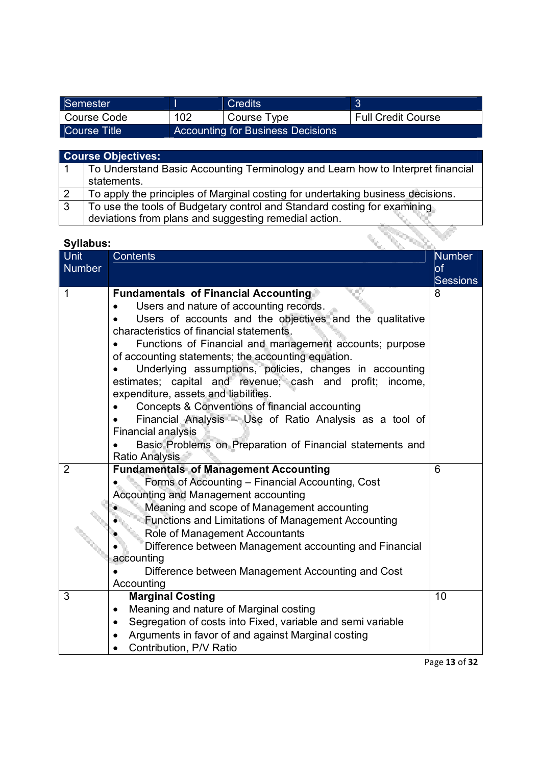| Semester | I | Credits | 3 |
|---|---|---|---|
| Course Code | 102 | Course Type | Full Credit Course |
| Course Title | Accounting for Business Decisions | | |

| **Course Objectives:** | |
|---|---|
| 1 | To Understand Basic Accounting Terminology and Learn how to Interpret financial statements. |
| 2 | To apply the principles of Marginal costing for undertaking business decisions. |
| 3 | To use the tools of Budgetary control and Standard costing for examining deviations from plans and suggesting remedial action. |

**Syllabus:**

| Unit Number | Contents | Number of Sessions |
|---|---|---|
| 1 | **Fundamentals of Financial Accounting**<br>• Users and nature of accounting records.<br>• Users of accounts and the objectives and the qualitative characteristics of financial statements.<br>• Functions of Financial and management accounts; purpose of accounting statements; the accounting equation.<br>• Underlying assumptions, policies, changes in accounting estimates; capital and revenue; cash and profit; income, expenditure, assets and liabilities.<br>• Concepts & Conventions of financial accounting<br>• Financial Analysis – Use of Ratio Analysis as a tool of Financial analysis<br>• Basic Problems on Preparation of Financial statements and Ratio Analysis | 8 |
| 2 | **Fundamentals of Management Accounting**<br>• Forms of Accounting – Financial Accounting, Cost Accounting and Management accounting<br>• Meaning and scope of Management accounting<br>• Functions and Limitations of Management Accounting<br>• Role of Management Accountants<br>• Difference between Management accounting and Financial accounting<br>• Difference between Management Accounting and Cost Accounting | 6 |
| 3 | **Marginal Costing**<br>• Meaning and nature of Marginal costing<br>• Segregation of costs into Fixed, variable and semi variable<br>• Arguments in favor of and against Marginal costing<br>• Contribution, P/V Ratio | 10 |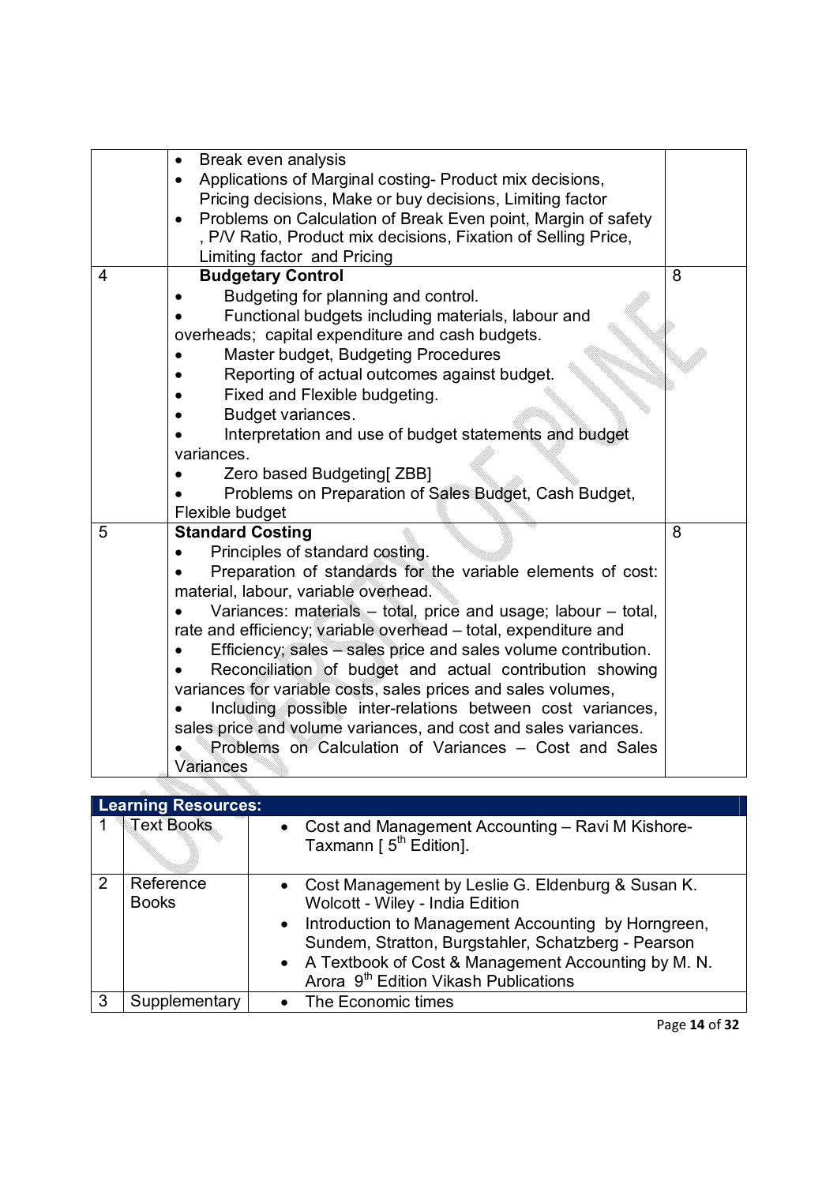| | | |
|---|---|---|
| | • Break even analysis<br>• Applications of Marginal costing- Product mix decisions, Pricing decisions, Make or buy decisions, Limiting factor<br>• Problems on Calculation of Break Even point, Margin of safety , P/V Ratio, Product mix decisions, Fixation of Selling Price, Limiting factor and Pricing | |
| 4 | **Budgetary Control**<br>• Budgeting for planning and control.<br>• Functional budgets including materials, labour and overheads; capital expenditure and cash budgets.<br>• Master budget, Budgeting Procedures<br>• Reporting of actual outcomes against budget.<br>• Fixed and Flexible budgeting.<br>• Budget variances.<br>• Interpretation and use of budget statements and budget variances.<br>• Zero based Budgeting[ ZBB]<br>• Problems on Preparation of Sales Budget, Cash Budget, Flexible budget | 8 |
| 5 | **Standard Costing**<br>• Principles of standard costing.<br>• Preparation of standards for the variable elements of cost: material, labour, variable overhead.<br>• Variances: materials – total, price and usage; labour – total, rate and efficiency; variable overhead – total, expenditure and<br>• Efficiency; sales – sales price and sales volume contribution.<br>• Reconciliation of budget and actual contribution showing variances for variable costs, sales prices and sales volumes,<br>• Including possible inter-relations between cost variances, sales price and volume variances, and cost and sales variances.<br>• Problems on Calculation of Variances – Cost and Sales Variances | 8 |

| **Learning Resources:** | | |
|---|---|---|
| 1 | Text Books | • Cost and Management Accounting – Ravi M Kishore- Taxmann [ 5th Edition]. |
| 2 | Reference Books | • Cost Management by Leslie G. Eldenburg & Susan K. Wolcott - Wiley - India Edition<br>• Introduction to Management Accounting by Horngreen, Sundem, Stratton, Burgstahler, Schatzberg - Pearson<br>• A Textbook of Cost & Management Accounting by M. N. Arora 9th Edition Vikash Publications |
| 3 | Supplementary | • The Economic times |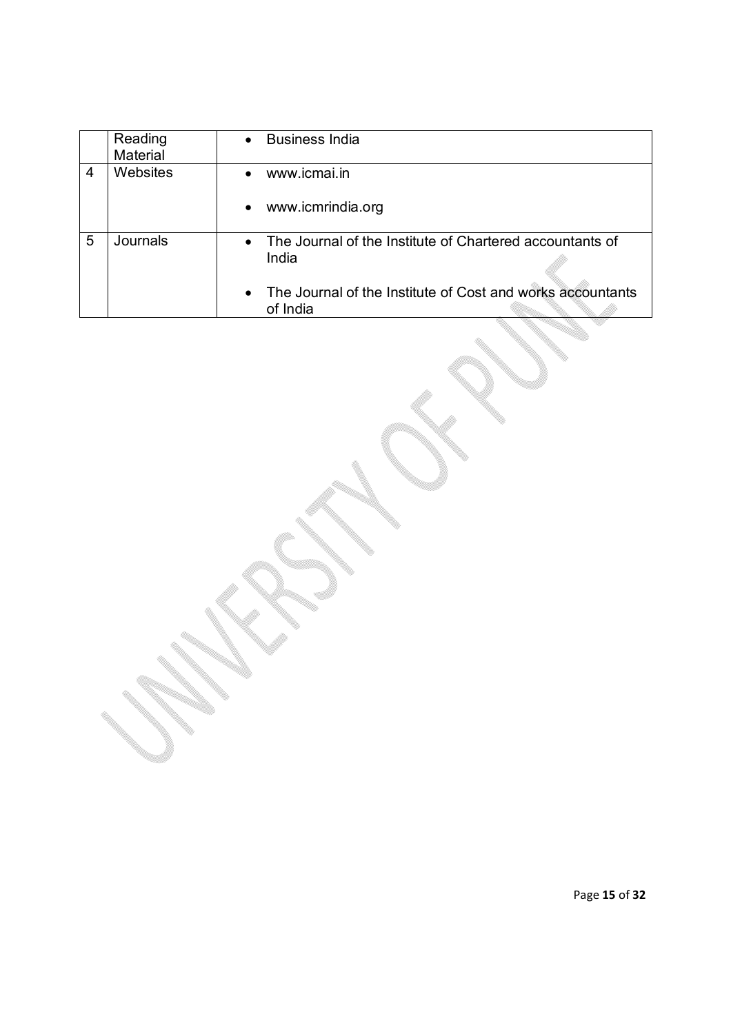| | | |
|---|---|---|
| | Reading Material | • Business India |
| 4 | Websites | • www.icmai.in<br>• www.icmrindia.org |
| 5 | Journals | • The Journal of the Institute of Chartered accountants of India<br>• The Journal of the Institute of Cost and works accountants of India |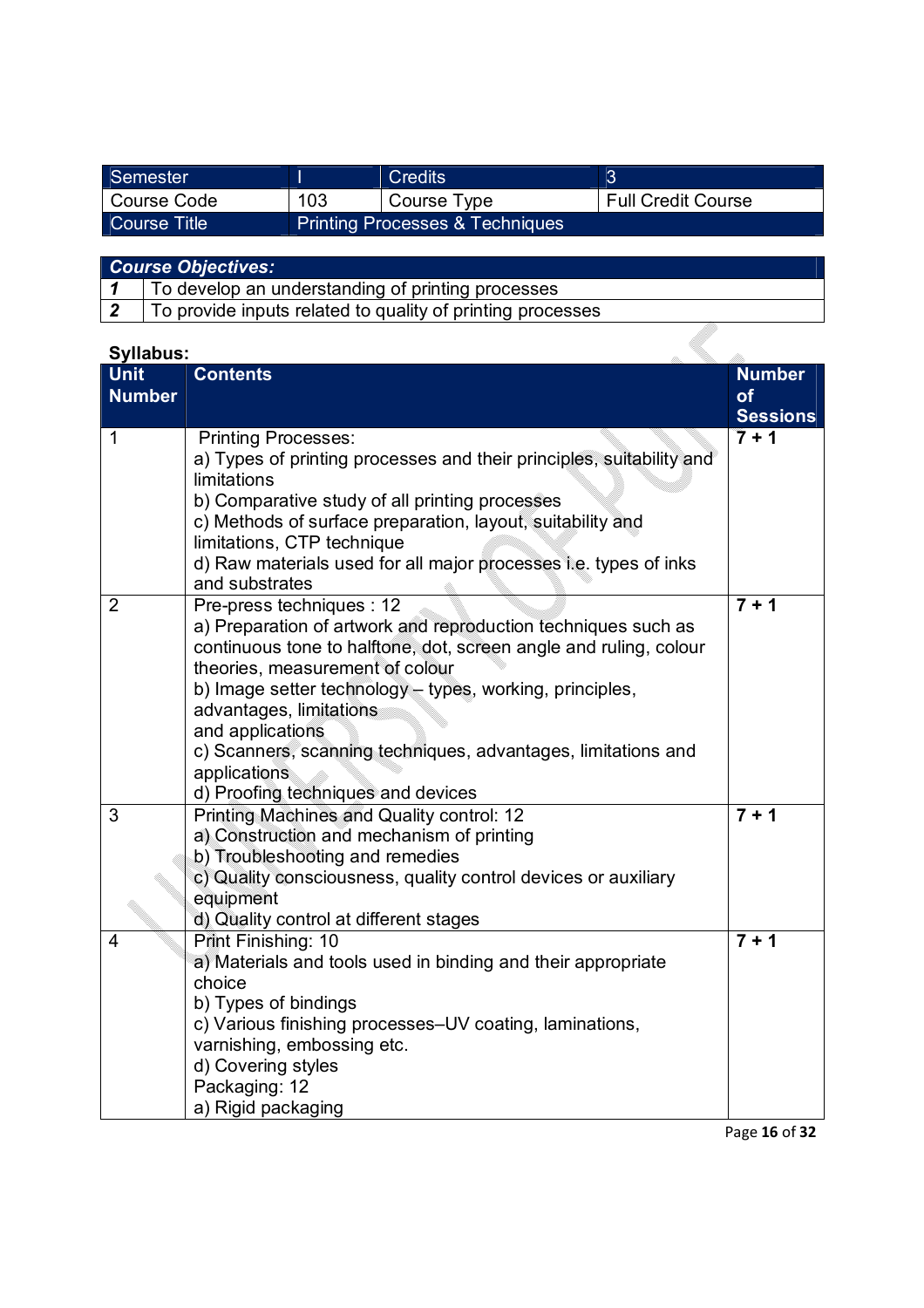| Semester | I | Credits | 3 |
|---|---|---|---|
| Course Code | 103 | Course Type | Full Credit Course |
| Course Title | Printing Processes & Techniques | | |

| ***Course Objectives:*** | |
|---|---|
| ***1*** | To develop an understanding of printing processes |
| ***2*** | To provide inputs related to quality of printing processes |

**Syllabus:**

| Unit Number | Contents | Number of Sessions |
|---|---|---|
| 1 | Printing Processes:<br>a) Types of printing processes and their principles, suitability and limitations<br>b) Comparative study of all printing processes<br>c) Methods of surface preparation, layout, suitability and limitations, CTP technique<br>d) Raw materials used for all major processes i.e. types of inks and substrates | **7 + 1** |
| 2 | Pre-press techniques : 12<br>a) Preparation of artwork and reproduction techniques such as continuous tone to halftone, dot, screen angle and ruling, colour theories, measurement of colour<br>b) Image setter technology – types, working, principles, advantages, limitations<br>and applications<br>c) Scanners, scanning techniques, advantages, limitations and applications<br>d) Proofing techniques and devices | **7 + 1** |
| 3 | Printing Machines and Quality control: 12<br>a) Construction and mechanism of printing<br>b) Troubleshooting and remedies<br>c) Quality consciousness, quality control devices or auxiliary equipment<br>d) Quality control at different stages | **7 + 1** |
| 4 | Print Finishing: 10<br>a) Materials and tools used in binding and their appropriate choice<br>b) Types of bindings<br>c) Various finishing processes–UV coating, laminations, varnishing, embossing etc.<br>d) Covering styles<br>Packaging: 12<br>a) Rigid packaging | **7 + 1** |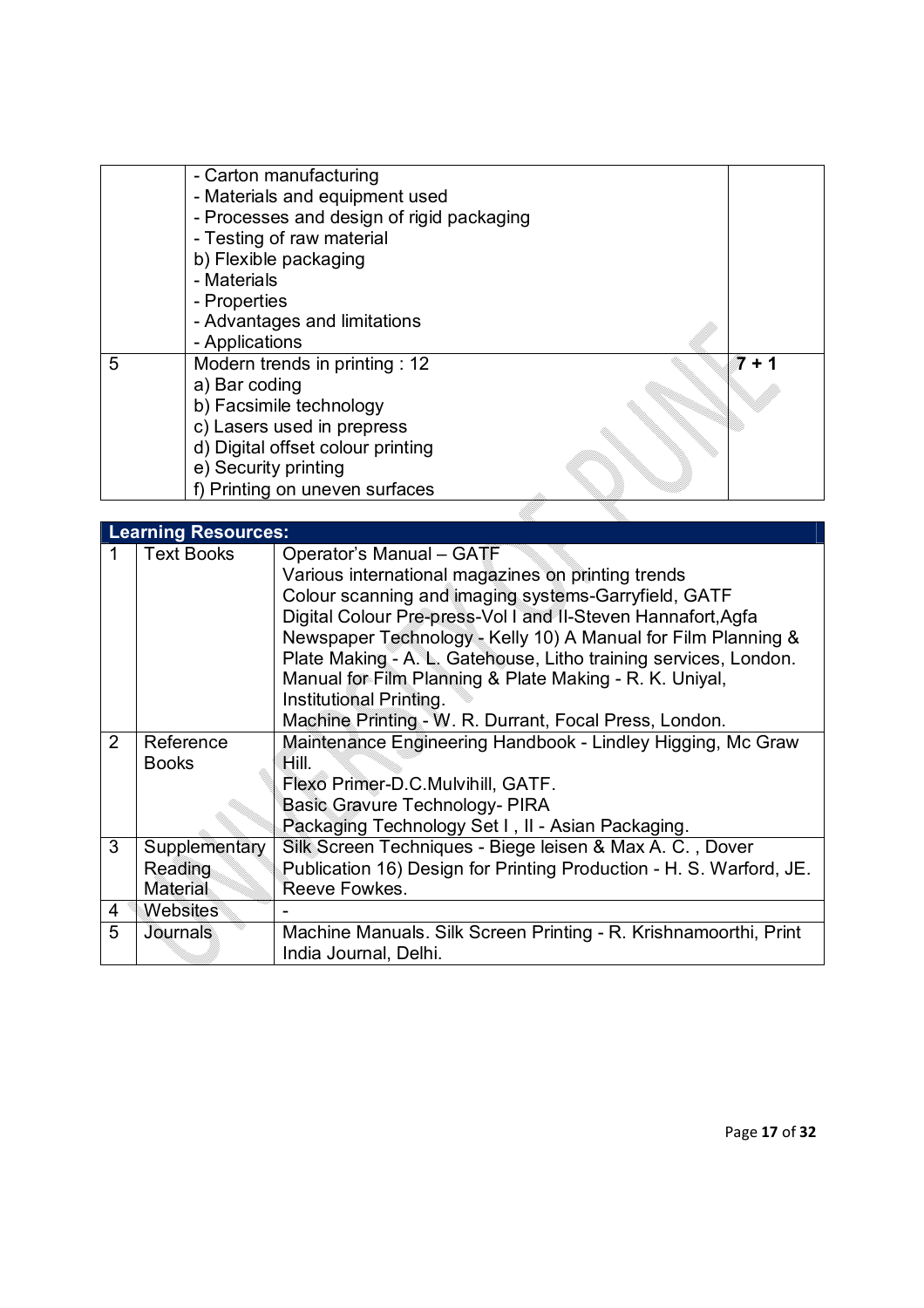|  | - Carton manufacturing<br>- Materials and equipment used<br>- Processes and design of rigid packaging<br>- Testing of raw material<br>b) Flexible packaging<br>- Materials<br>- Properties<br>- Advantages and limitations<br>- Applications |  |
|---|---|---|
| 5 | Modern trends in printing : 12<br>a) Bar coding<br>b) Facsimile technology<br>c) Lasers used in prepress<br>d) Digital offset colour printing<br>e) Security printing<br>f) Printing on uneven surfaces | **7 + 1** |

| **Learning Resources:** | | |
|---|---|---|
| 1 | Text Books | Operator's Manual – GATF<br>Various international magazines on printing trends<br>Colour scanning and imaging systems-Garryfield, GATF<br>Digital Colour Pre-press-Vol I and II-Steven Hannafort,Agfa<br>Newspaper Technology - Kelly 10) A Manual for Film Planning & Plate Making - A. L. Gatehouse, Litho training services, London.<br>Manual for Film Planning & Plate Making - R. K. Uniyal, Institutional Printing.<br>Machine Printing - W. R. Durrant, Focal Press, London. |
| 2 | Reference Books | Maintenance Engineering Handbook - Lindley Higging, Mc Graw Hill.<br>Flexo Primer-D.C.Mulvihill, GATF.<br>Basic Gravure Technology- PIRA<br>Packaging Technology Set I , II - Asian Packaging. |
| 3 | Supplementary Reading Material | Silk Screen Techniques - Biege leisen & Max A. C. , Dover Publication 16) Design for Printing Production - H. S. Warford, JE. Reeve Fowkes. |
| 4 | Websites | - |
| 5 | Journals | Machine Manuals. Silk Screen Printing - R. Krishnamoorthi, Print India Journal, Delhi. |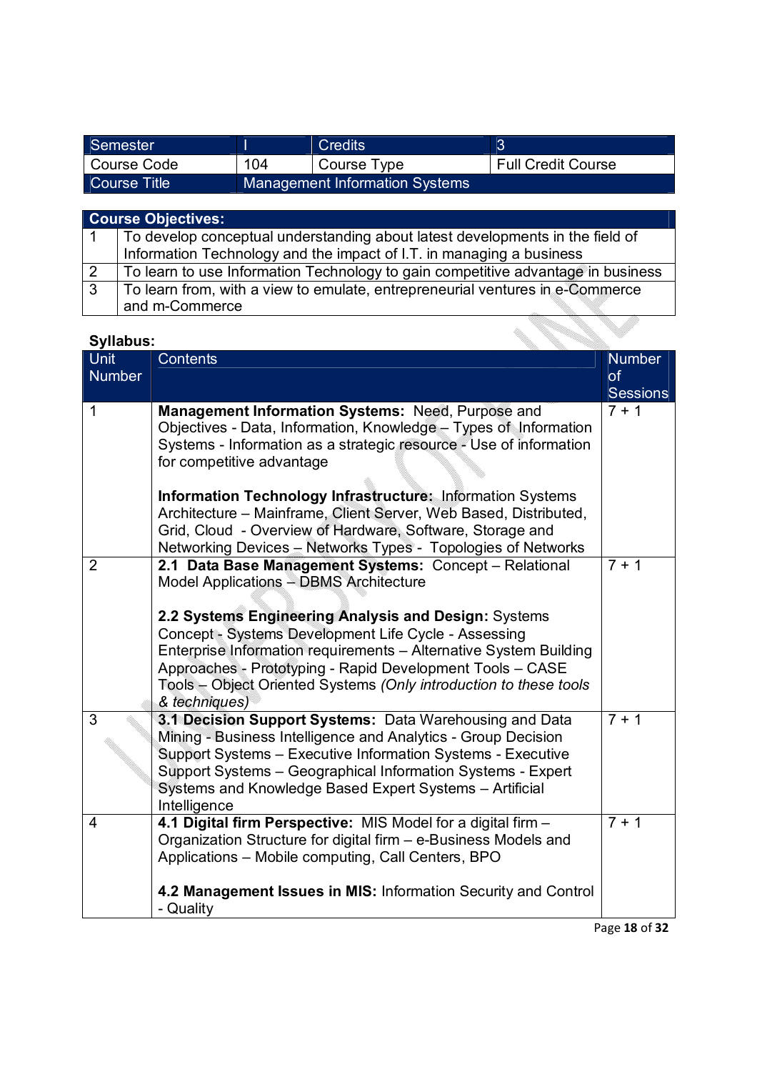| Semester | I | Credits | 3 |
| --- | --- | --- | --- |
| Course Code | 104 | Course Type | Full Credit Course |
| Course Title | Management Information Systems | | |

| **Course Objectives:** | |
| --- | --- |
| 1 | To develop conceptual understanding about latest developments in the field of Information Technology and the impact of I.T. in managing a business |
| 2 | To learn to use Information Technology to gain competitive advantage in business |
| 3 | To learn from, with a view to emulate, entrepreneurial ventures in e-Commerce and m-Commerce |

**Syllabus:**

| Unit Number | Contents | Number of Sessions |
| --- | --- | --- |
| 1 | **Management Information Systems:** Need, Purpose and Objectives - Data, Information, Knowledge – Types of Information Systems - Information as a strategic resource - Use of information for competitive advantage<br><br>**Information Technology Infrastructure:** Information Systems Architecture – Mainframe, Client Server, Web Based, Distributed, Grid, Cloud - Overview of Hardware, Software, Storage and Networking Devices – Networks Types - Topologies of Networks | 7 + 1 |
| 2 | **2.1 Data Base Management Systems:** Concept – Relational Model Applications – DBMS Architecture<br><br>**2.2 Systems Engineering Analysis and Design:** Systems Concept - Systems Development Life Cycle - Assessing Enterprise Information requirements – Alternative System Building Approaches - Prototyping - Rapid Development Tools – CASE Tools – Object Oriented Systems *(Only introduction to these tools & techniques)* | 7 + 1 |
| 3 | **3.1 Decision Support Systems:** Data Warehousing and Data Mining - Business Intelligence and Analytics - Group Decision Support Systems – Executive Information Systems - Executive Support Systems – Geographical Information Systems - Expert Systems and Knowledge Based Expert Systems – Artificial Intelligence | 7 + 1 |
| 4 | **4.1 Digital firm Perspective:** MIS Model for a digital firm – Organization Structure for digital firm – e-Business Models and Applications – Mobile computing, Call Centers, BPO<br><br>**4.2 Management Issues in MIS:** Information Security and Control - Quality | 7 + 1 |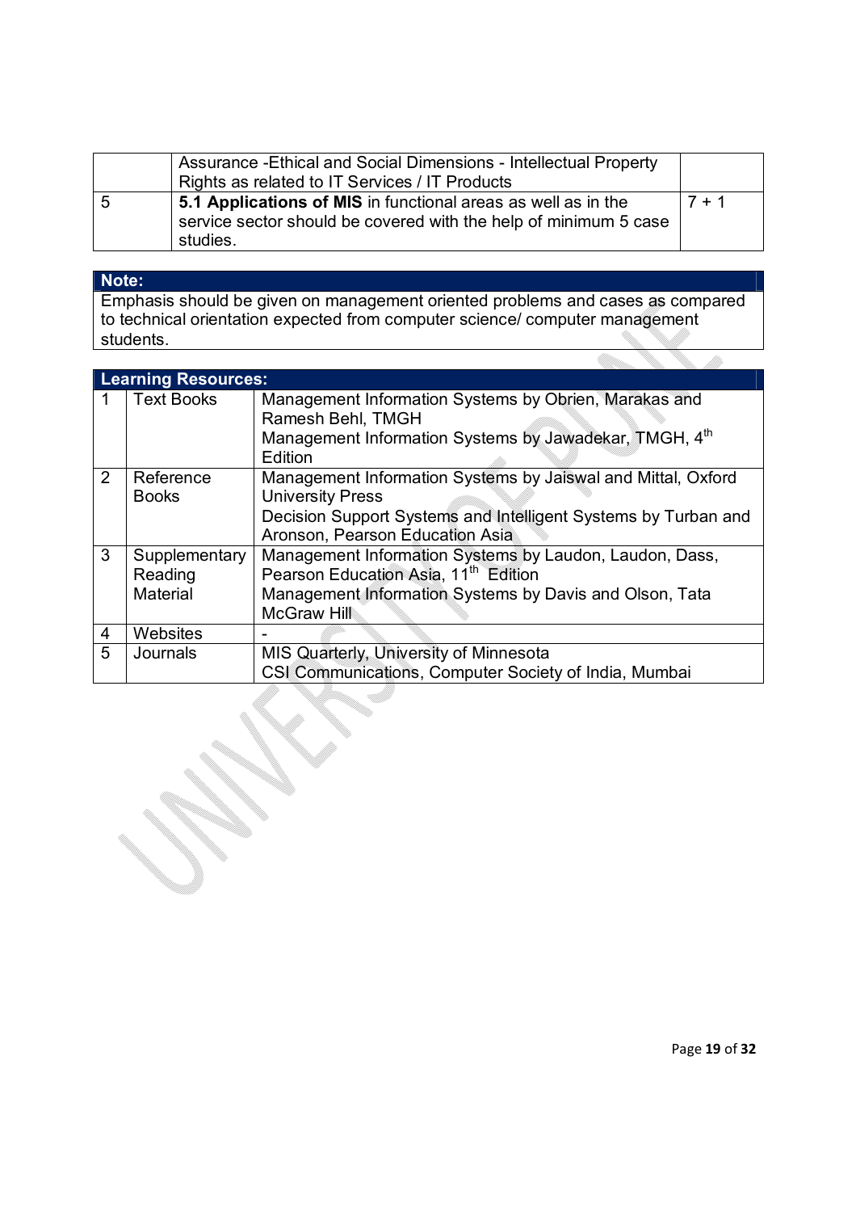| | | |
|---|---|---|
| | Assurance -Ethical and Social Dimensions - Intellectual Property Rights as related to IT Services / IT Products | |
| 5 | **5.1 Applications of MIS** in functional areas as well as in the service sector should be covered with the help of minimum 5 case studies. | 7 + 1 |

| **Note:** |
|---|
| Emphasis should be given on management oriented problems and cases as compared to technical orientation expected from computer science/ computer management students. |

| **Learning Resources:** | | |
|---|---|---|
| 1 | Text Books | Management Information Systems by Obrien, Marakas and Ramesh Behl, TMGH<br>Management Information Systems by Jawadekar, TMGH, 4th Edition |
| 2 | Reference Books | Management Information Systems by Jaiswal and Mittal, Oxford University Press<br>Decision Support Systems and Intelligent Systems by Turban and Aronson, Pearson Education Asia |
| 3 | Supplementary Reading Material | Management Information Systems by Laudon, Laudon, Dass, Pearson Education Asia, 11th Edition<br>Management Information Systems by Davis and Olson, Tata McGraw Hill |
| 4 | Websites | - |
| 5 | Journals | MIS Quarterly, University of Minnesota<br>CSI Communications, Computer Society of India, Mumbai |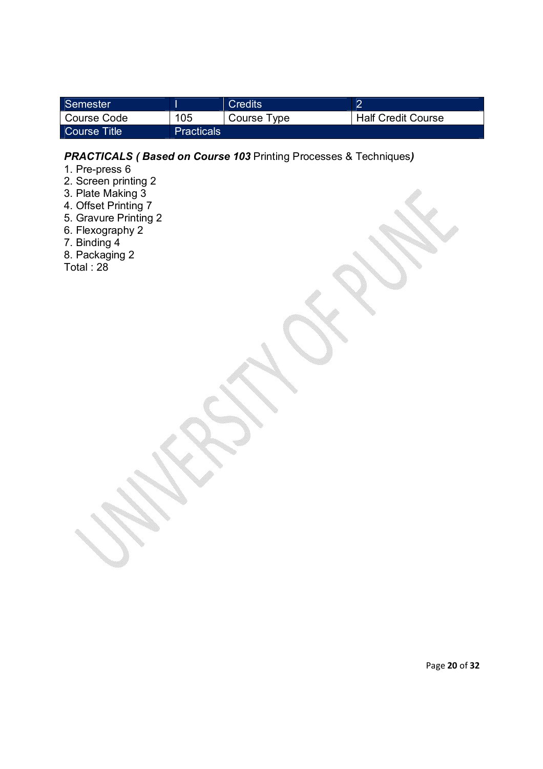| Semester | I | Credits | 2 |
|---|---|---|---|
| Course Code | 105 | Course Type | Half Credit Course |
| Course Title | Practicals | | |

***PRACTICALS ( Based on Course 103*** Printing Processes & Techniques***)***

1. Pre-press 6
2. Screen printing 2
3. Plate Making 3
4. Offset Printing 7
5. Gravure Printing 2
6. Flexography 2
7. Binding 4
8. Packaging 2

Total : 28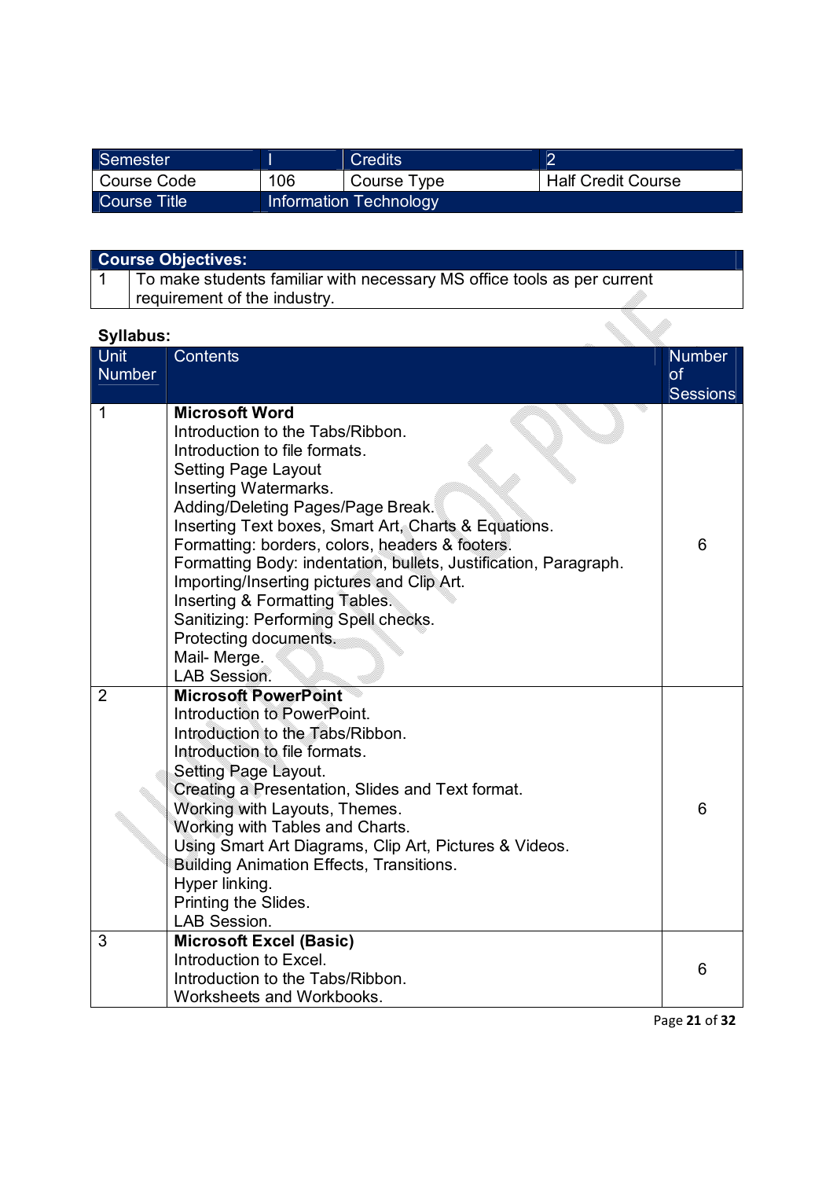| Semester | I | Credits | 2 |
|---|---|---|---|
| Course Code | 106 | Course Type | Half Credit Course |
| Course Title | Information Technology | | |

| **Course Objectives:** | |
|---|---|
| 1 | To make students familiar with necessary MS office tools as per current requirement of the industry. |

**Syllabus:**

| Unit Number | Contents | Number of Sessions |
|---|---|---|
| 1 | **Microsoft Word**<br>Introduction to the Tabs/Ribbon.<br>Introduction to file formats.<br>Setting Page Layout<br>Inserting Watermarks.<br>Adding/Deleting Pages/Page Break.<br>Inserting Text boxes, Smart Art, Charts & Equations.<br>Formatting: borders, colors, headers & footers.<br>Formatting Body: indentation, bullets, Justification, Paragraph.<br>Importing/Inserting pictures and Clip Art.<br>Inserting & Formatting Tables.<br>Sanitizing: Performing Spell checks.<br>Protecting documents.<br>Mail- Merge.<br>LAB Session. | 6 |
| 2 | **Microsoft PowerPoint**<br>Introduction to PowerPoint.<br>Introduction to the Tabs/Ribbon.<br>Introduction to file formats.<br>Setting Page Layout.<br>Creating a Presentation, Slides and Text format.<br>Working with Layouts, Themes.<br>Working with Tables and Charts.<br>Using Smart Art Diagrams, Clip Art, Pictures & Videos.<br>Building Animation Effects, Transitions.<br>Hyper linking.<br>Printing the Slides.<br>LAB Session. | 6 |
| 3 | **Microsoft Excel (Basic)**<br>Introduction to Excel.<br>Introduction to the Tabs/Ribbon.<br>Worksheets and Workbooks. | 6 |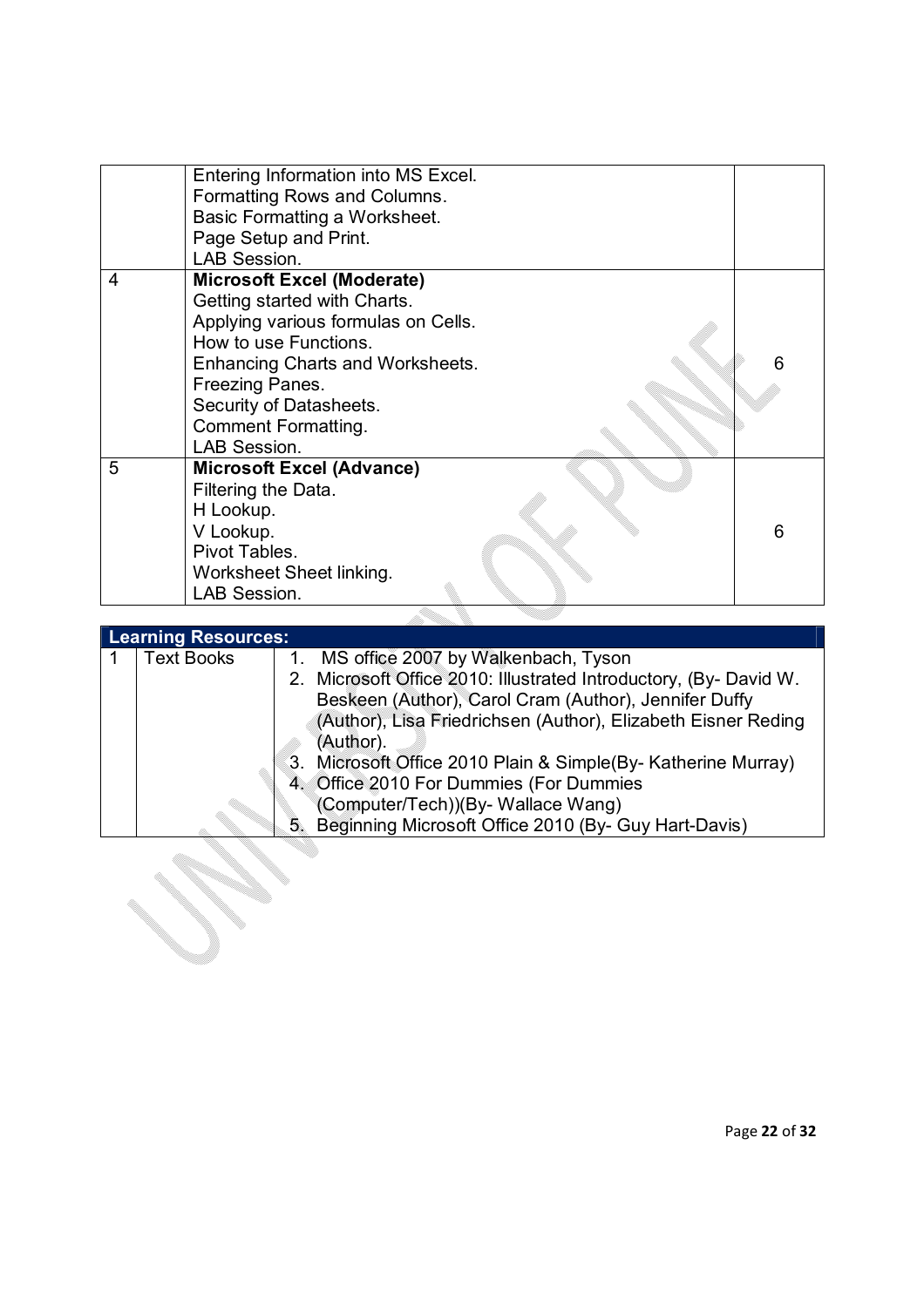| | | |
|---|---|---|
| | Entering Information into MS Excel.<br>Formatting Rows and Columns.<br>Basic Formatting a Worksheet.<br>Page Setup and Print.<br>LAB Session. | |
| 4 | **Microsoft Excel (Moderate)**<br>Getting started with Charts.<br>Applying various formulas on Cells.<br>How to use Functions.<br>Enhancing Charts and Worksheets.<br>Freezing Panes.<br>Security of Datasheets.<br>Comment Formatting.<br>LAB Session. | 6 |
| 5 | **Microsoft Excel (Advance)**<br>Filtering the Data.<br>H Lookup.<br>V Lookup.<br>Pivot Tables.<br>Worksheet Sheet linking.<br>LAB Session. | 6 |

| **Learning Resources:** | | |
|---|---|---|
| 1 | Text Books | 1. MS office 2007 by Walkenbach, Tyson<br>2. Microsoft Office 2010: Illustrated Introductory, (By- David W. Beskeen (Author), Carol Cram (Author), Jennifer Duffy (Author), Lisa Friedrichsen (Author), Elizabeth Eisner Reding (Author).<br>3. Microsoft Office 2010 Plain & Simple(By- Katherine Murray)<br>4. Office 2010 For Dummies (For Dummies (Computer/Tech))(By- Wallace Wang)<br>5. Beginning Microsoft Office 2010 (By- Guy Hart-Davis) |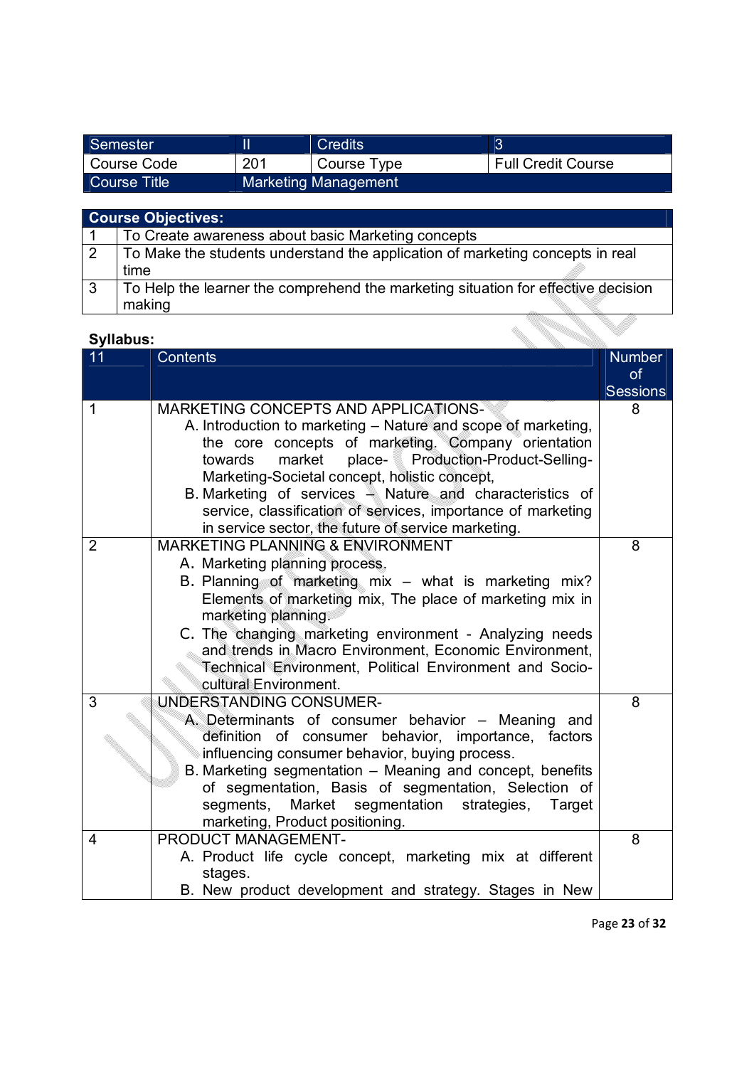| Semester | II | Credits | 3 |
|---|---|---|---|
| Course Code | 201 | Course Type | Full Credit Course |
| Course Title | Marketing Management | | |

| Course Objectives: | |
|---|---|
| 1 | To Create awareness about basic Marketing concepts |
| 2 | To Make the students understand the application of marketing concepts in real time |
| 3 | To Help the learner the comprehend the marketing situation for effective decision making |

**Syllabus:**

| 11 | Contents | Number of Sessions |
|---|---|---|
| 1 | MARKETING CONCEPTS AND APPLICATIONS-<br>A. Introduction to marketing – Nature and scope of marketing, the core concepts of marketing. Company orientation towards market place- Production-Product-Selling-Marketing-Societal concept, holistic concept,<br>B. Marketing of services – Nature and characteristics of service, classification of services, importance of marketing in service sector, the future of service marketing. | 8 |
| 2 | MARKETING PLANNING & ENVIRONMENT<br>A. Marketing planning process.<br>B. Planning of marketing mix – what is marketing mix? Elements of marketing mix, The place of marketing mix in marketing planning.<br>C. The changing marketing environment - Analyzing needs and trends in Macro Environment, Economic Environment, Technical Environment, Political Environment and Socio-cultural Environment. | 8 |
| 3 | UNDERSTANDING CONSUMER-<br>A. Determinants of consumer behavior – Meaning and definition of consumer behavior, importance, factors influencing consumer behavior, buying process.<br>B. Marketing segmentation – Meaning and concept, benefits of segmentation, Basis of segmentation, Selection of segments, Market segmentation strategies, Target marketing, Product positioning. | 8 |
| 4 | PRODUCT MANAGEMENT-<br>A. Product life cycle concept, marketing mix at different stages.<br>B. New product development and strategy. Stages in New | 8 |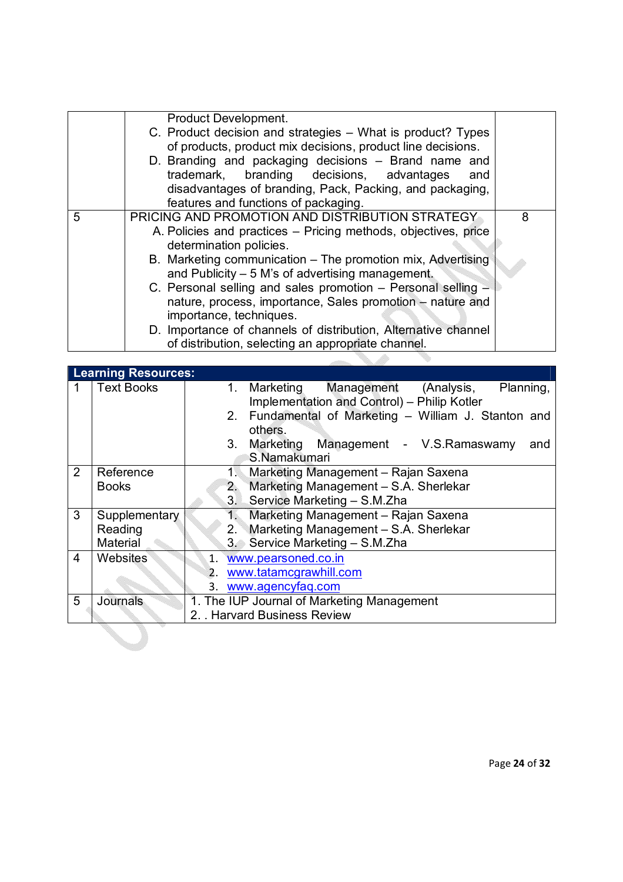| | | |
|---|---|---|
| | Product Development.<br>C. Product decision and strategies – What is product? Types of products, product mix decisions, product line decisions.<br>D. Branding and packaging decisions – Brand name and trademark, branding decisions, advantages and disadvantages of branding, Pack, Packing, and packaging, features and functions of packaging. | |
| 5 | PRICING AND PROMOTION AND DISTRIBUTION STRATEGY<br>A. Policies and practices – Pricing methods, objectives, price determination policies.<br>B. Marketing communication – The promotion mix, Advertising and Publicity – 5 M's of advertising management.<br>C. Personal selling and sales promotion – Personal selling – nature, process, importance, Sales promotion – nature and importance, techniques.<br>D. Importance of channels of distribution, Alternative channel of distribution, selecting an appropriate channel. | 8 |

| Learning Resources: | | |
|---|---|---|
| 1 | Text Books | 1. Marketing Management (Analysis, Planning, Implementation and Control) – Philip Kotler<br>2. Fundamental of Marketing – William J. Stanton and others.<br>3. Marketing Management - V.S.Ramaswamy and S.Namakumari |
| 2 | Reference Books | 1. Marketing Management – Rajan Saxena<br>2. Marketing Management – S.A. Sherlekar<br>3. Service Marketing – S.M.Zha |
| 3 | Supplementary Reading Material | 1. Marketing Management – Rajan Saxena<br>2. Marketing Management – S.A. Sherlekar<br>3. Service Marketing – S.M.Zha |
| 4 | Websites | 1. www.pearsoned.co.in<br>2. www.tatamcgrawhill.com<br>3. www.agencyfaq.com |
| 5 | Journals | 1. The IUP Journal of Marketing Management<br>2. . Harvard Business Review |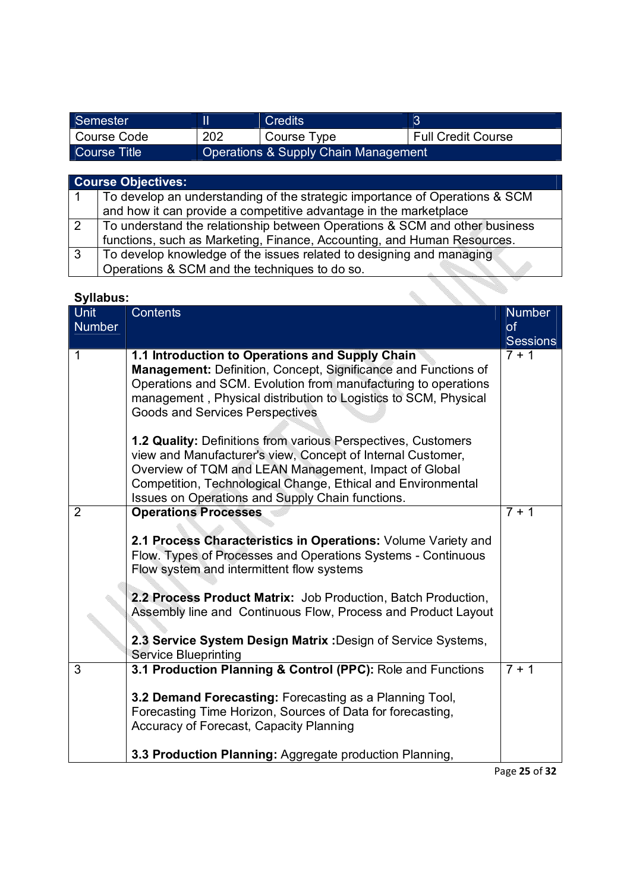| Semester | II | Credits | 3 |
|---|---|---|---|
| Course Code | 202 | Course Type | Full Credit Course |
| Course Title | Operations & Supply Chain Management | | |

| Course Objectives: | |
|---|---|
| 1 | To develop an understanding of the strategic importance of Operations & SCM and how it can provide a competitive advantage in the marketplace |
| 2 | To understand the relationship between Operations & SCM and other business functions, such as Marketing, Finance, Accounting, and Human Resources. |
| 3 | To develop knowledge of the issues related to designing and managing Operations & SCM and the techniques to do so. |

**Syllabus:**

| Unit Number | Contents | Number of Sessions |
|---|---|---|
| 1 | **1.1 Introduction to Operations and Supply Chain Management:** Definition, Concept, Significance and Functions of Operations and SCM. Evolution from manufacturing to operations management , Physical distribution to Logistics to SCM, Physical Goods and Services Perspectives<br><br>**1.2 Quality:** Definitions from various Perspectives, Customers view and Manufacturer's view, Concept of Internal Customer, Overview of TQM and LEAN Management, Impact of Global Competition, Technological Change, Ethical and Environmental Issues on Operations and Supply Chain functions. | 7 + 1 |
| 2 | **Operations Processes**<br><br>**2.1 Process Characteristics in Operations:** Volume Variety and Flow. Types of Processes and Operations Systems - Continuous Flow system and intermittent flow systems<br><br>**2.2 Process Product Matrix:** Job Production, Batch Production, Assembly line and Continuous Flow, Process and Product Layout<br><br>**2.3 Service System Design Matrix :**Design of Service Systems, Service Blueprinting | 7 + 1 |
| 3 | **3.1 Production Planning & Control (PPC):** Role and Functions<br><br>**3.2 Demand Forecasting:** Forecasting as a Planning Tool, Forecasting Time Horizon, Sources of Data for forecasting, Accuracy of Forecast, Capacity Planning<br><br>**3.3 Production Planning:** Aggregate production Planning, | 7 + 1 |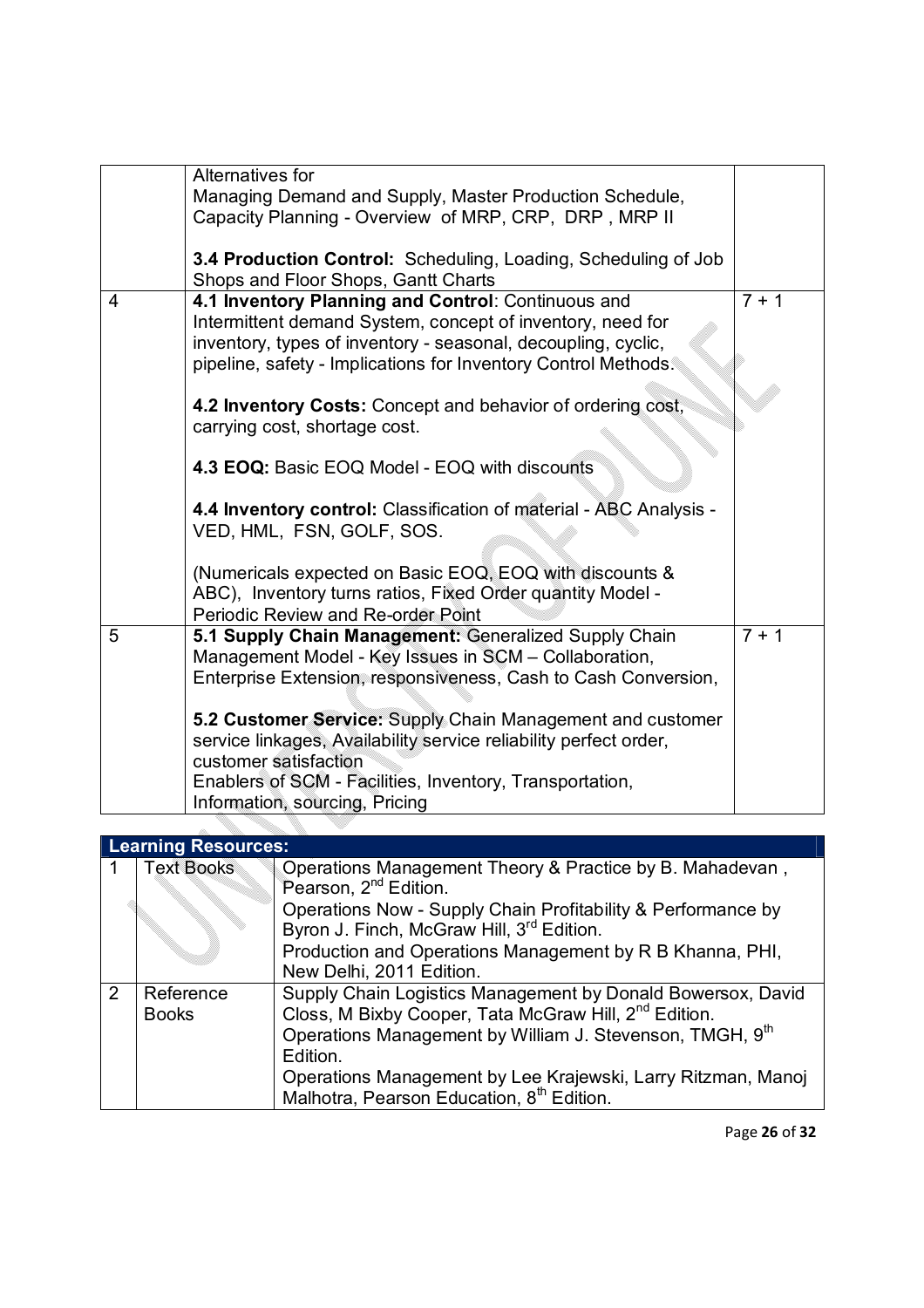| | | |
|---|---|---|
| | Alternatives for<br>Managing Demand and Supply, Master Production Schedule, Capacity Planning - Overview of MRP, CRP, DRP , MRP II<br><br>**3.4 Production Control:** Scheduling, Loading, Scheduling of Job Shops and Floor Shops, Gantt Charts | |
| 4 | **4.1 Inventory Planning and Control**: Continuous and Intermittent demand System, concept of inventory, need for inventory, types of inventory - seasonal, decoupling, cyclic, pipeline, safety - Implications for Inventory Control Methods.<br><br>**4.2 Inventory Costs:** Concept and behavior of ordering cost, carrying cost, shortage cost.<br><br>**4.3 EOQ:** Basic EOQ Model - EOQ with discounts<br><br>**4.4 Inventory control:** Classification of material - ABC Analysis - VED, HML, FSN, GOLF, SOS.<br><br>(Numericals expected on Basic EOQ, EOQ with discounts & ABC), Inventory turns ratios, Fixed Order quantity Model - Periodic Review and Re-order Point | 7 + 1 |
| 5 | **5.1 Supply Chain Management:** Generalized Supply Chain Management Model - Key Issues in SCM – Collaboration, Enterprise Extension, responsiveness, Cash to Cash Conversion,<br><br>**5.2 Customer Service:** Supply Chain Management and customer service linkages, Availability service reliability perfect order, customer satisfaction<br>Enablers of SCM - Facilities, Inventory, Transportation, Information, sourcing, Pricing | 7 + 1 |

| **Learning Resources:** | | |
|---|---|---|
| 1 | Text Books | Operations Management Theory & Practice by B. Mahadevan , Pearson, 2nd Edition.<br>Operations Now - Supply Chain Profitability & Performance by Byron J. Finch, McGraw Hill, 3rd Edition.<br>Production and Operations Management by R B Khanna, PHI, New Delhi, 2011 Edition. |
| 2 | Reference Books | Supply Chain Logistics Management by Donald Bowersox, David Closs, M Bixby Cooper, Tata McGraw Hill, 2nd Edition.<br>Operations Management by William J. Stevenson, TMGH, 9th Edition.<br>Operations Management by Lee Krajewski, Larry Ritzman, Manoj Malhotra, Pearson Education, 8th Edition. |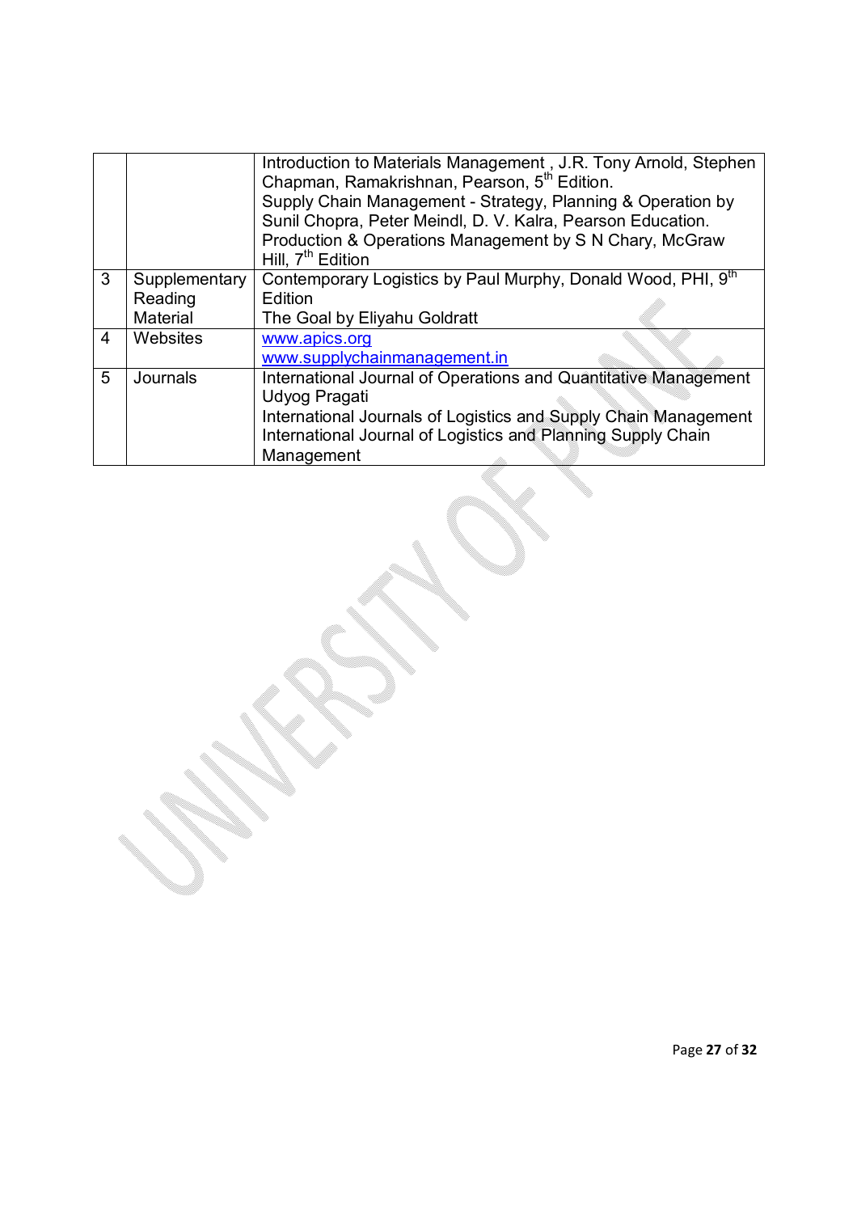|  |  |  |
|---|---|---|
|  |  | Introduction to Materials Management , J.R. Tony Arnold, Stephen Chapman, Ramakrishnan, Pearson, 5th Edition.<br>Supply Chain Management - Strategy, Planning & Operation by Sunil Chopra, Peter Meindl, D. V. Kalra, Pearson Education.<br>Production & Operations Management by S N Chary, McGraw Hill, 7th Edition |
| 3 | Supplementary Reading Material | Contemporary Logistics by Paul Murphy, Donald Wood, PHI, 9th Edition<br>The Goal by Eliyahu Goldratt |
| 4 | Websites | www.apics.org<br>www.supplychainmanagement.in |
| 5 | Journals | International Journal of Operations and Quantitative Management<br>Udyog Pragati<br>International Journals of Logistics and Supply Chain Management<br>International Journal of Logistics and Planning Supply Chain Management |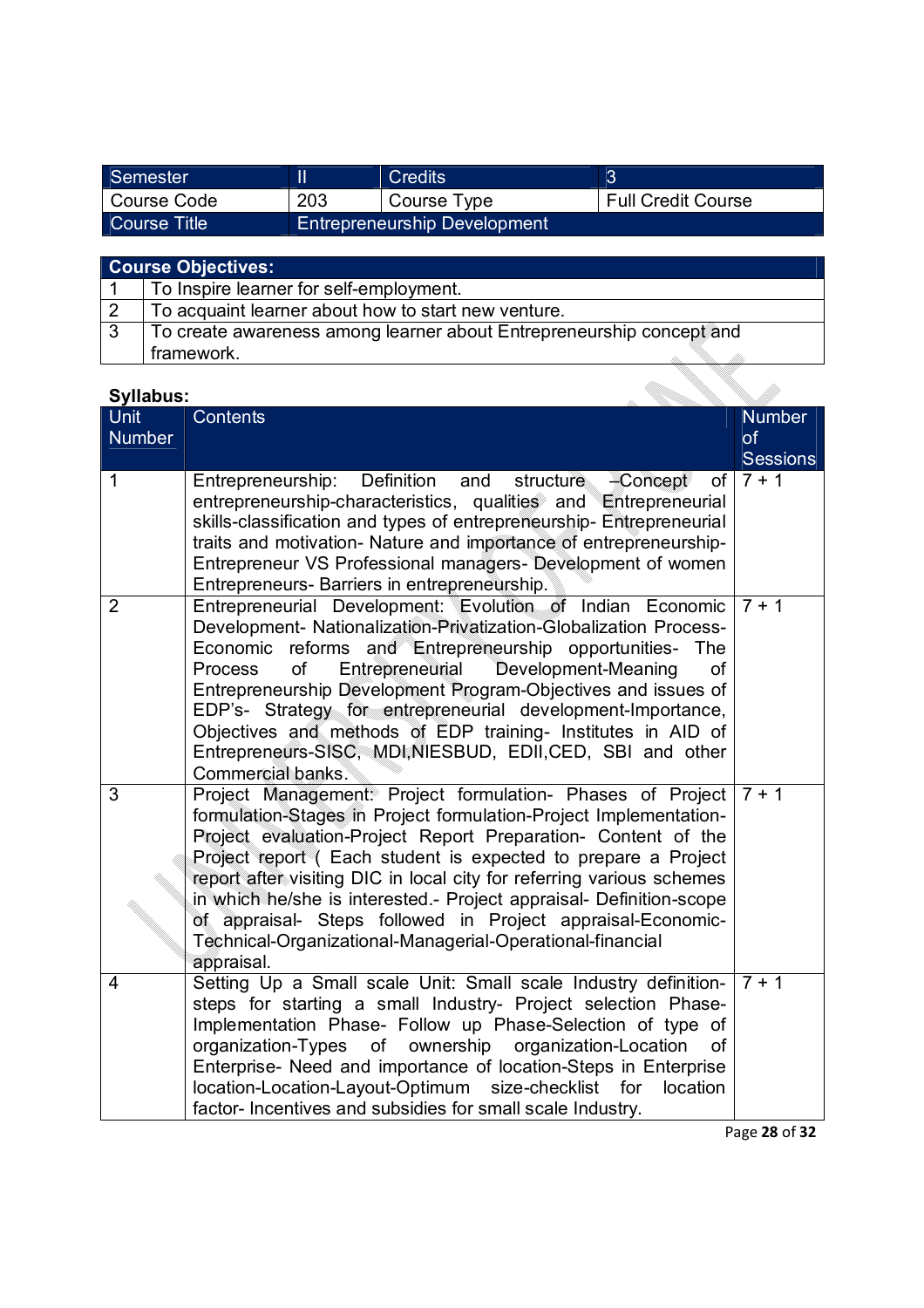| Semester | II | Credits | 3 |
|---|---|---|---|
| Course Code | 203 | Course Type | Full Credit Course |
| Course Title | Entrepreneurship Development | | |

| Course Objectives: | |
|---|---|
| 1 | To Inspire learner for self-employment. |
| 2 | To acquaint learner about how to start new venture. |
| 3 | To create awareness among learner about Entrepreneurship concept and framework. |

**Syllabus:**

| Unit Number | Contents | Number of Sessions |
|---|---|---|
| 1 | Entrepreneurship: Definition and structure –Concept of entrepreneurship-characteristics, qualities and Entrepreneurial skills-classification and types of entrepreneurship- Entrepreneurial traits and motivation- Nature and importance of entrepreneurship- Entrepreneur VS Professional managers- Development of women Entrepreneurs- Barriers in entrepreneurship. | 7 + 1 |
| 2 | Entrepreneurial Development: Evolution of Indian Economic Development- Nationalization-Privatization-Globalization Process- Economic reforms and Entrepreneurship opportunities- The Process of Entrepreneurial Development-Meaning of Entrepreneurship Development Program-Objectives and issues of EDP's- Strategy for entrepreneurial development-Importance, Objectives and methods of EDP training- Institutes in AID of Entrepreneurs-SISC, MDI,NIESBUD, EDII,CED, SBI and other Commercial banks. | 7 + 1 |
| 3 | Project Management: Project formulation- Phases of Project formulation-Stages in Project formulation-Project Implementation-Project evaluation-Project Report Preparation- Content of the Project report ( Each student is expected to prepare a Project report after visiting DIC in local city for referring various schemes in which he/she is interested.- Project appraisal- Definition-scope of appraisal- Steps followed in Project appraisal-Economic-Technical-Organizational-Managerial-Operational-financial appraisal. | 7 + 1 |
| 4 | Setting Up a Small scale Unit: Small scale Industry definition-steps for starting a small Industry- Project selection Phase-Implementation Phase- Follow up Phase-Selection of type of organization-Types of ownership organization-Location of Enterprise- Need and importance of location-Steps in Enterprise location-Location-Layout-Optimum size-checklist for location factor- Incentives and subsidies for small scale Industry. | 7 + 1 |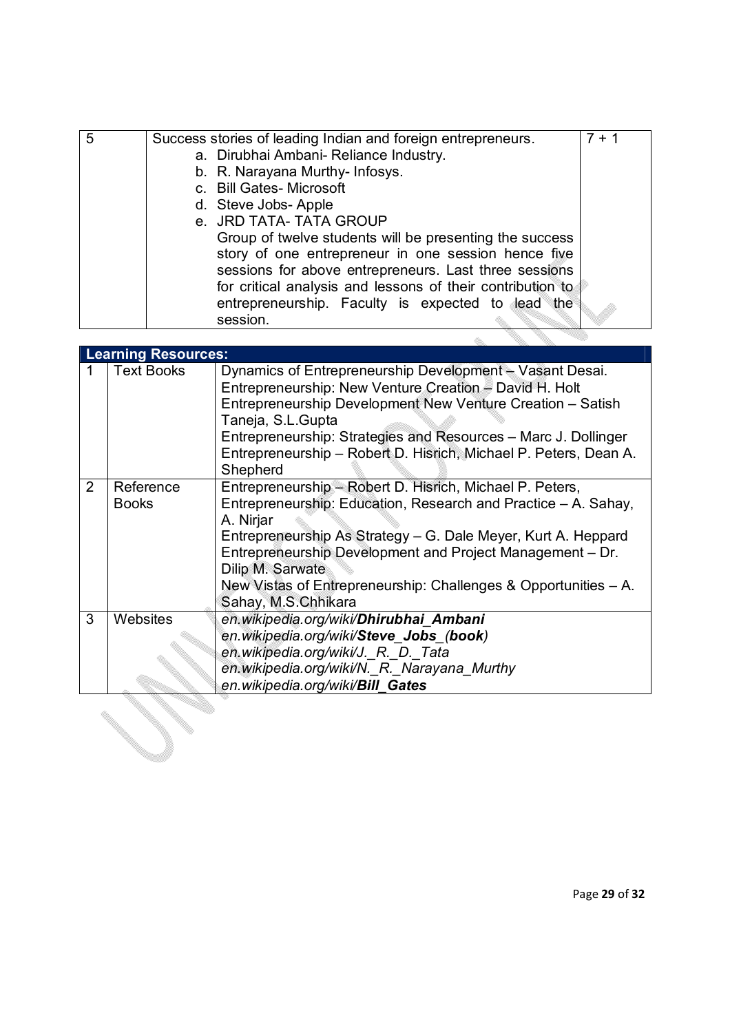| 5 | Success stories of leading Indian and foreign entrepreneurs.<br>a. Dirubhai Ambani- Reliance Industry.<br>b. R. Narayana Murthy- Infosys.<br>c. Bill Gates- Microsoft<br>d. Steve Jobs- Apple<br>e. JRD TATA- TATA GROUP<br>Group of twelve students will be presenting the success story of one entrepreneur in one session hence five sessions for above entrepreneurs. Last three sessions for critical analysis and lessons of their contribution to entrepreneurship. Faculty is expected to lead the session. | 7 + 1 |
|---|---|---|

| **Learning Resources:** | | |
|---|---|---|
| 1 | Text Books | Dynamics of Entrepreneurship Development – Vasant Desai.<br>Entrepreneurship: New Venture Creation – David H. Holt<br>Entrepreneurship Development New Venture Creation – Satish Taneja, S.L.Gupta<br>Entrepreneurship: Strategies and Resources – Marc J. Dollinger<br>Entrepreneurship – Robert D. Hisrich, Michael P. Peters, Dean A. Shepherd |
| 2 | Reference Books | Entrepreneurship – Robert D. Hisrich, Michael P. Peters,<br>Entrepreneurship: Education, Research and Practice – A. Sahay, A. Nirjar<br>Entrepreneurship As Strategy – G. Dale Meyer, Kurt A. Heppard<br>Entrepreneurship Development and Project Management – Dr. Dilip M. Sarwate<br>New Vistas of Entrepreneurship: Challenges & Opportunities – A. Sahay, M.S.Chhikara |
| 3 | Websites | *en.wikipedia.org/wiki/**Dhirubhai_Ambani***<br>*en.wikipedia.org/wiki/**Steve_Jobs**_(**book**)*<br>*en.wikipedia.org/wiki/J._R._D._Tata*<br>*en.wikipedia.org/wiki/N._R._Narayana_Murthy*<br>*en.wikipedia.org/wiki/**Bill_Gates*** |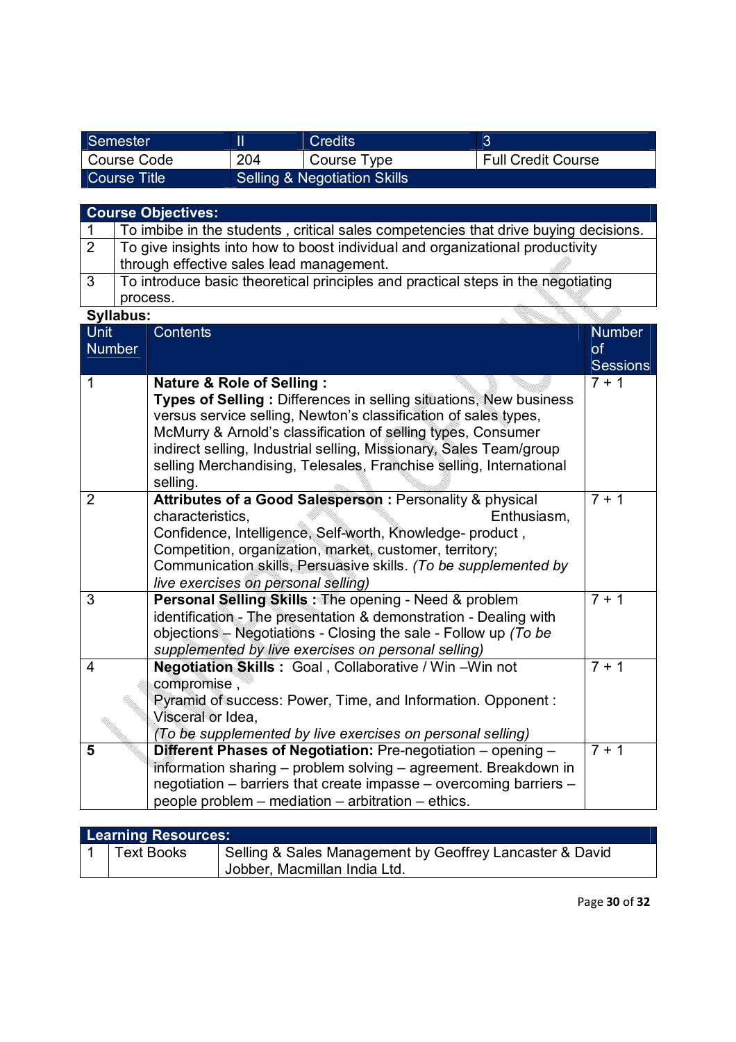| Semester | II | Credits | 3 |
|---|---|---|---|
| Course Code | 204 | Course Type | Full Credit Course |
| Course Title | Selling & Negotiation Skills | | |

| **Course Objectives:** | |
|---|---|
| 1 | To imbibe in the students , critical sales competencies that drive buying decisions. |
| 2 | To give insights into how to boost individual and organizational productivity through effective sales lead management. |
| 3 | To introduce basic theoretical principles and practical steps in the negotiating process. |

**Syllabus:**

| Unit Number | Contents | Number of Sessions |
|---|---|---|
| 1 | **Nature & Role of Selling :** **Types of Selling :** Differences in selling situations, New business versus service selling, Newton's classification of sales types, McMurry & Arnold's classification of selling types, Consumer indirect selling, Industrial selling, Missionary, Sales Team/group selling Merchandising, Telesales, Franchise selling, International selling. | 7 + 1 |
| 2 | **Attributes of a Good Salesperson :** Personality & physical characteristics, Enthusiasm, Confidence, Intelligence, Self-worth, Knowledge- product , Competition, organization, market, customer, territory; Communication skills, Persuasive skills. *(To be supplemented by live exercises on personal selling)* | 7 + 1 |
| 3 | **Personal Selling Skills :** The opening - Need & problem identification - The presentation & demonstration - Dealing with objections – Negotiations - Closing the sale - Follow up *(To be supplemented by live exercises on personal selling)* | 7 + 1 |
| 4 | **Negotiation Skills :** Goal , Collaborative / Win –Win not compromise , Pyramid of success: Power, Time, and Information. Opponent : Visceral or Idea, *(To be supplemented by live exercises on personal selling)* | 7 + 1 |
| **5** | **Different Phases of Negotiation:** Pre-negotiation – opening – information sharing – problem solving – agreement. Breakdown in negotiation – barriers that create impasse – overcoming barriers – people problem – mediation – arbitration – ethics. | 7 + 1 |

| **Learning Resources:** | | |
|---|---|---|
| 1 | Text Books | Selling & Sales Management by Geoffrey Lancaster & David Jobber, Macmillan India Ltd. |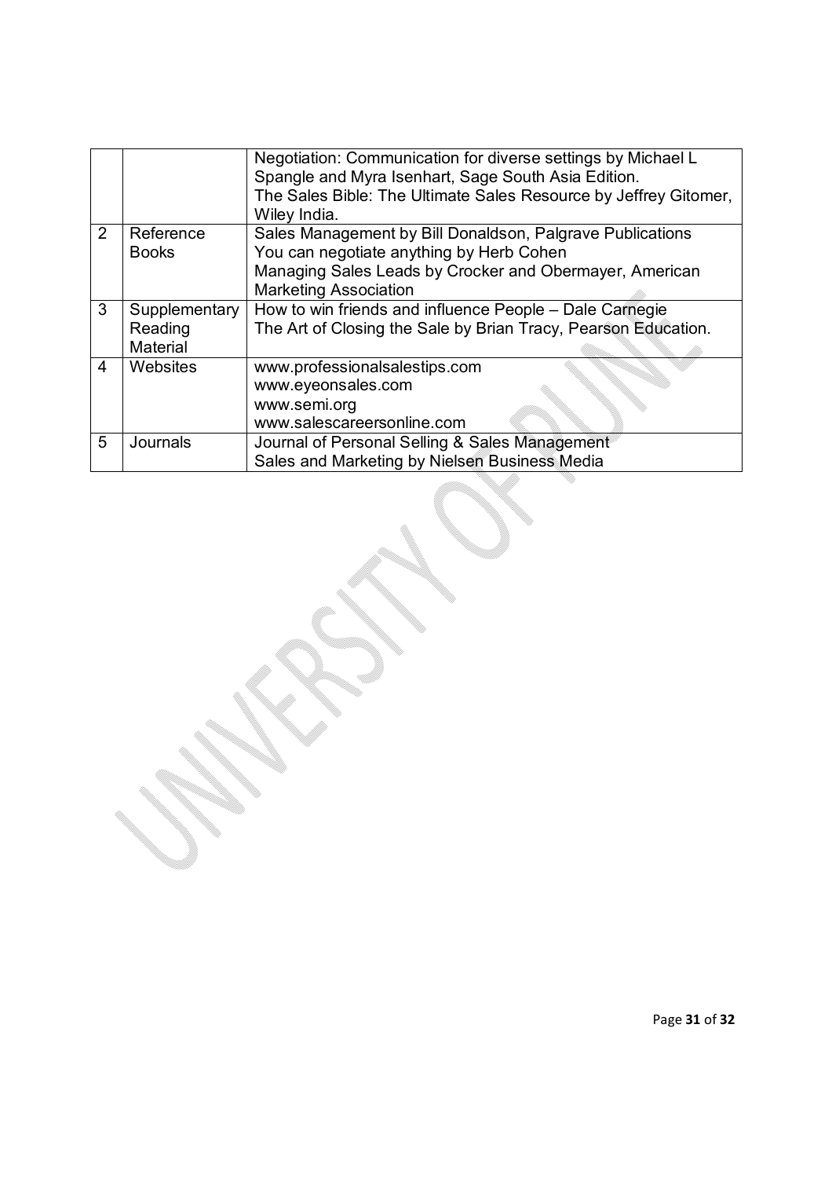| | | |
|---|---|---|
| | | Negotiation: Communication for diverse settings by Michael L Spangle and Myra Isenhart, Sage South Asia Edition.<br>The Sales Bible: The Ultimate Sales Resource by Jeffrey Gitomer, Wiley India. |
| 2 | Reference Books | Sales Management by Bill Donaldson, Palgrave Publications<br>You can negotiate anything by Herb Cohen<br>Managing Sales Leads by Crocker and Obermayer, American Marketing Association |
| 3 | Supplementary Reading Material | How to win friends and influence People – Dale Carnegie<br>The Art of Closing the Sale by Brian Tracy, Pearson Education. |
| 4 | Websites | www.professionalsalestips.com<br>www.eyeonsales.com<br>www.semi.org<br>www.salescareersonline.com |
| 5 | Journals | Journal of Personal Selling & Sales Management<br>Sales and Marketing by Nielsen Business Media |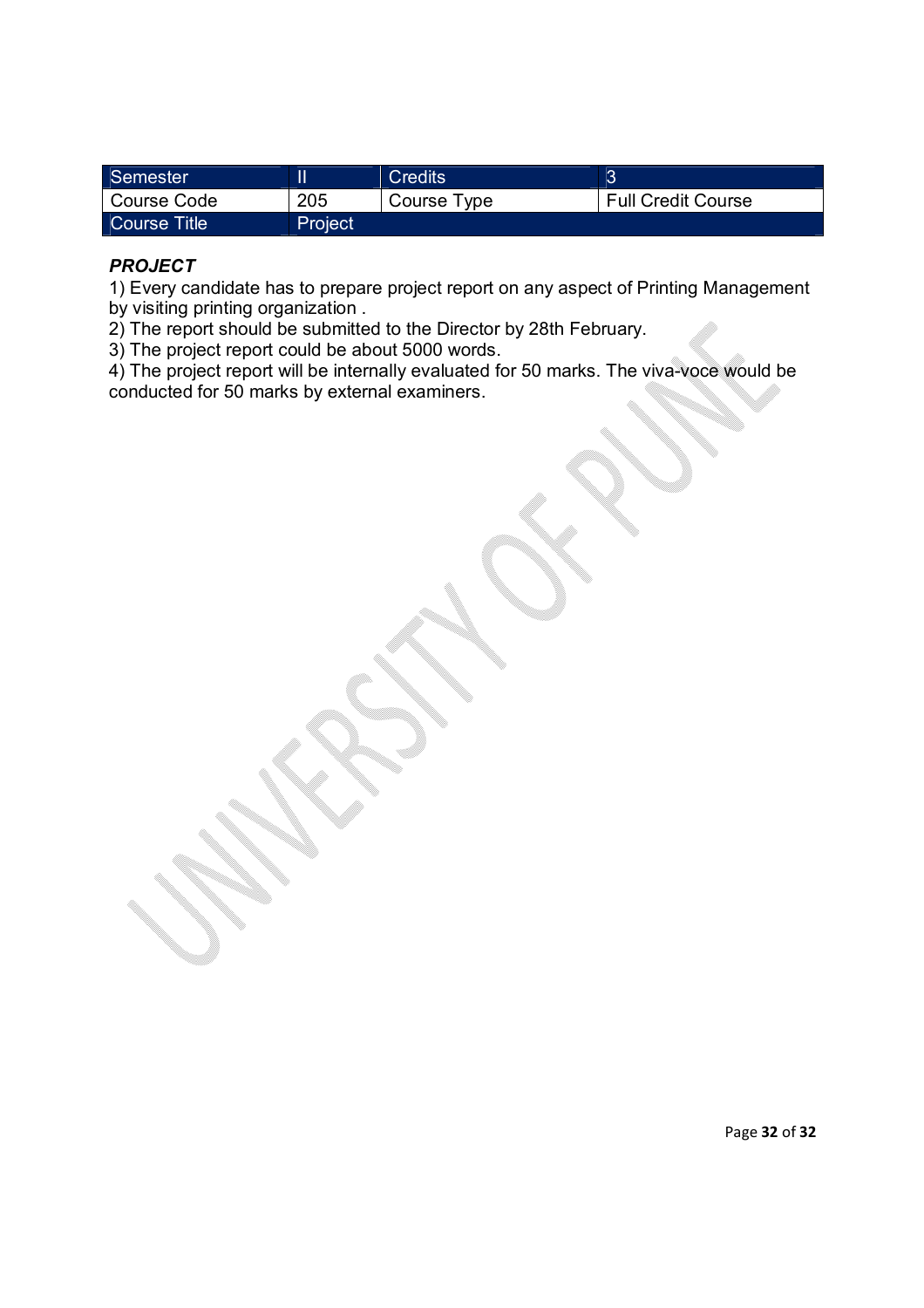| | | | |
|---|---|---|---|
| Semester | II | Credits | 3 |
| Course Code | 205 | Course Type | Full Credit Course |
| Course Title | Project | | |

***PROJECT***

1) Every candidate has to prepare project report on any aspect of Printing Management by visiting printing organization .
2) The report should be submitted to the Director by 28th February.
3) The project report could be about 5000 words.
4) The project report will be internally evaluated for 50 marks. The viva-voce would be conducted for 50 marks by external examiners.